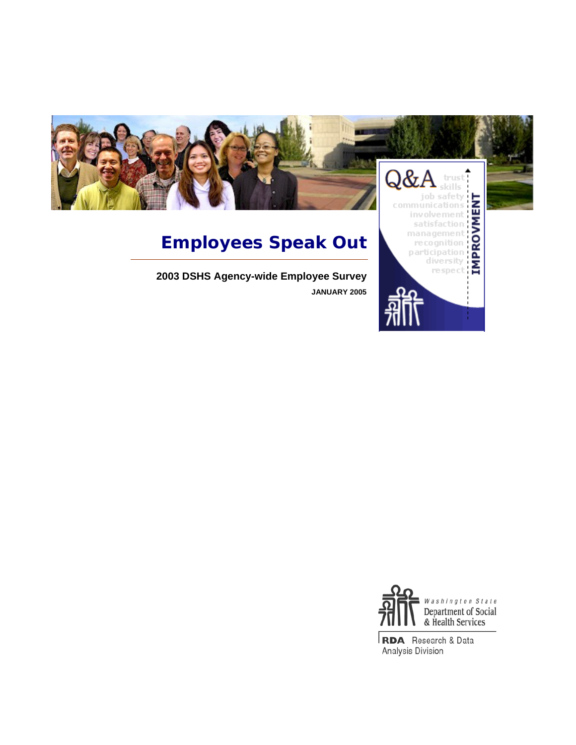# Employees Speak Out

**2003 DSHS Agency-wide Employee Survey**

**JANUARY 2005**

Q&A

trust
skills
job safety
communications
involvement
satisfaction
management
recognition
participation
diversity
respect

IMPROVMENT

*Washington State*
Department of Social & Health Services

**RDA** Research & Data Analysis Division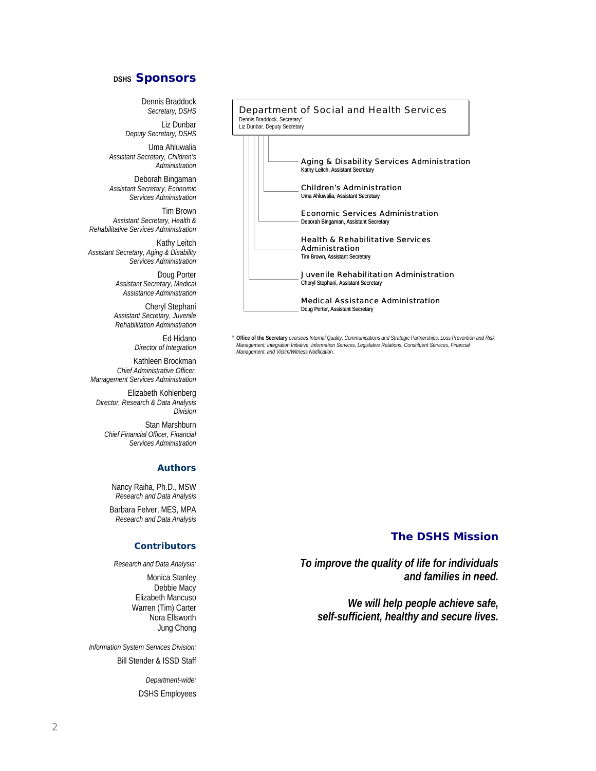## DSHS Sponsors

Dennis Braddock
*Secretary, DSHS*

Liz Dunbar
*Deputy Secretary, DSHS*

Uma Ahluwalia
*Assistant Secretary, Children's Administration*

Deborah Bingaman
*Assistant Secretary, Economic Services Administration*

Tim Brown
*Assistant Secretary, Health & Rehabilitative Services Administration*

Kathy Leitch
*Assistant Secretary, Aging & Disability Services Administration*

Doug Porter
*Assistant Secretary, Medical Assistance Administration*

Cheryl Stephani
*Assistant Secretary, Juvenile Rehabilitation Administration*

Ed Hidano
*Director of Integration*

Kathleen Brockman
*Chief Administrative Officer, Management Services Administration*

Elizabeth Kohlenberg
*Director, Research & Data Analysis Division*

Stan Marshburn
*Chief Financial Officer, Financial Services Administration*

### Authors

Nancy Raiha, Ph.D., MSW
*Research and Data Analysis*

Barbara Felver, MES, MPA
*Research and Data Analysis*

### Contributors

*Research and Data Analysis:*

Monica Stanley
Debbie Macy
Elizabeth Mancuso
Warren (Tim) Carter
Nora Ellsworth
Jung Chong

*Information System Services Division:*

Bill Stender & ISSD Staff

*Department-wide:*

DSHS Employees

**Department of Social and Health Services**
Dennis Braddock, Secretary*
Liz Dunbar, Deputy Secretary

- **Aging & Disability Services Administration**
  Kathy Leitch, Assistant Secretary
- **Children's Administration**
  Uma Ahluwalia, Assistant Secretary
- **Economic Services Administration**
  Deborah Bingaman, Assistant Secretary
- **Health & Rehabilitative Services Administration**
  Tim Brown, Assistant Secretary
- **Juvenile Rehabilitation Administration**
  Cheryl Stephani, Assistant Secretary
- **Medical Assistance Administration**
  Doug Porter, Assistant Secretary

* **Office of the Secretary** *oversees Internal Quality, Communications and Strategic Partnerships, Loss Prevention and Risk Management, Integration Initiative, Information Services, Legislative Relations, Constituent Services, Financial Management, and Victim/Witness Notification.*

### The DSHS Mission

***To improve the quality of life for individuals and families in need.***

***We will help people achieve safe, self-sufficient, healthy and secure lives.***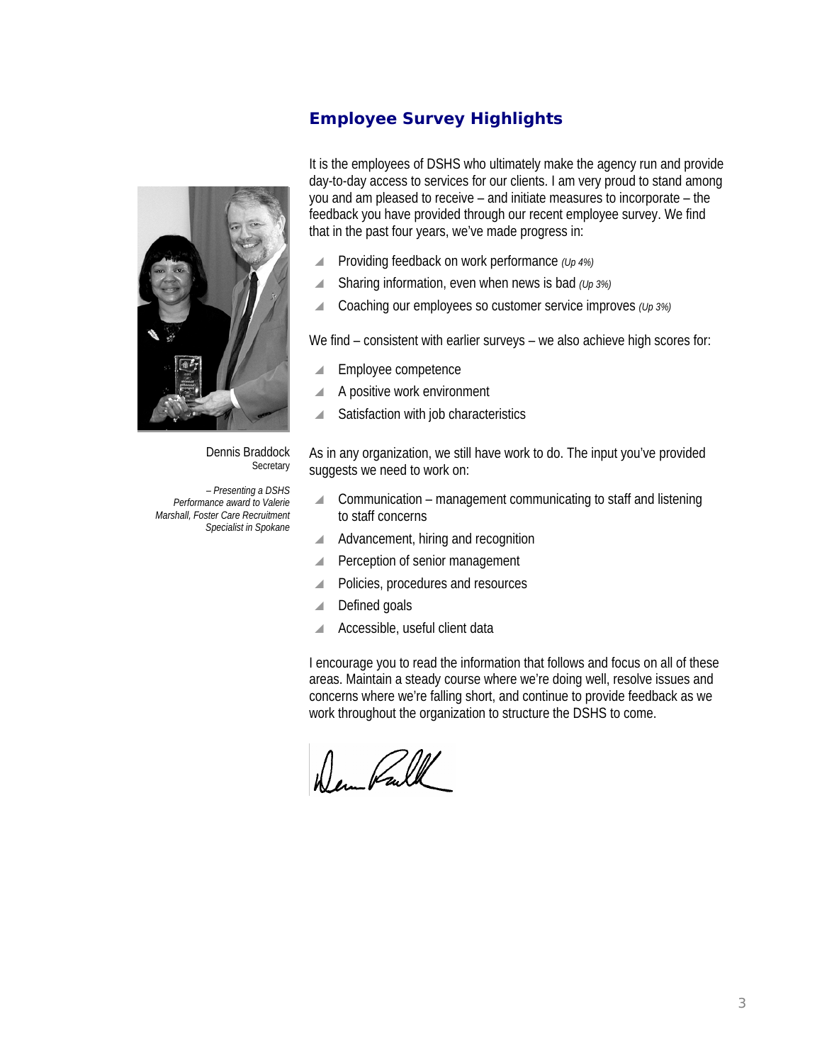## Employee Survey Highlights

Dennis Braddock
Secretary

*– Presenting a DSHS Performance award to Valerie Marshall, Foster Care Recruitment Specialist in Spokane*

It is the employees of DSHS who ultimately make the agency run and provide day-to-day access to services for our clients. I am very proud to stand among you and am pleased to receive – and initiate measures to incorporate – the feedback you have provided through our recent employee survey. We find that in the past four years, we've made progress in:

- Providing feedback on work performance *(Up 4%)*
- Sharing information, even when news is bad *(Up 3%)*
- Coaching our employees so customer service improves *(Up 3%)*

We find – consistent with earlier surveys – we also achieve high scores for:

- Employee competence
- A positive work environment
- Satisfaction with job characteristics

As in any organization, we still have work to do. The input you've provided suggests we need to work on:

- Communication – management communicating to staff and listening to staff concerns
- Advancement, hiring and recognition
- Perception of senior management
- Policies, procedures and resources
- Defined goals
- Accessible, useful client data

I encourage you to read the information that follows and focus on all of these areas. Maintain a steady course where we're doing well, resolve issues and concerns where we're falling short, and continue to provide feedback as we work throughout the organization to structure the DSHS to come.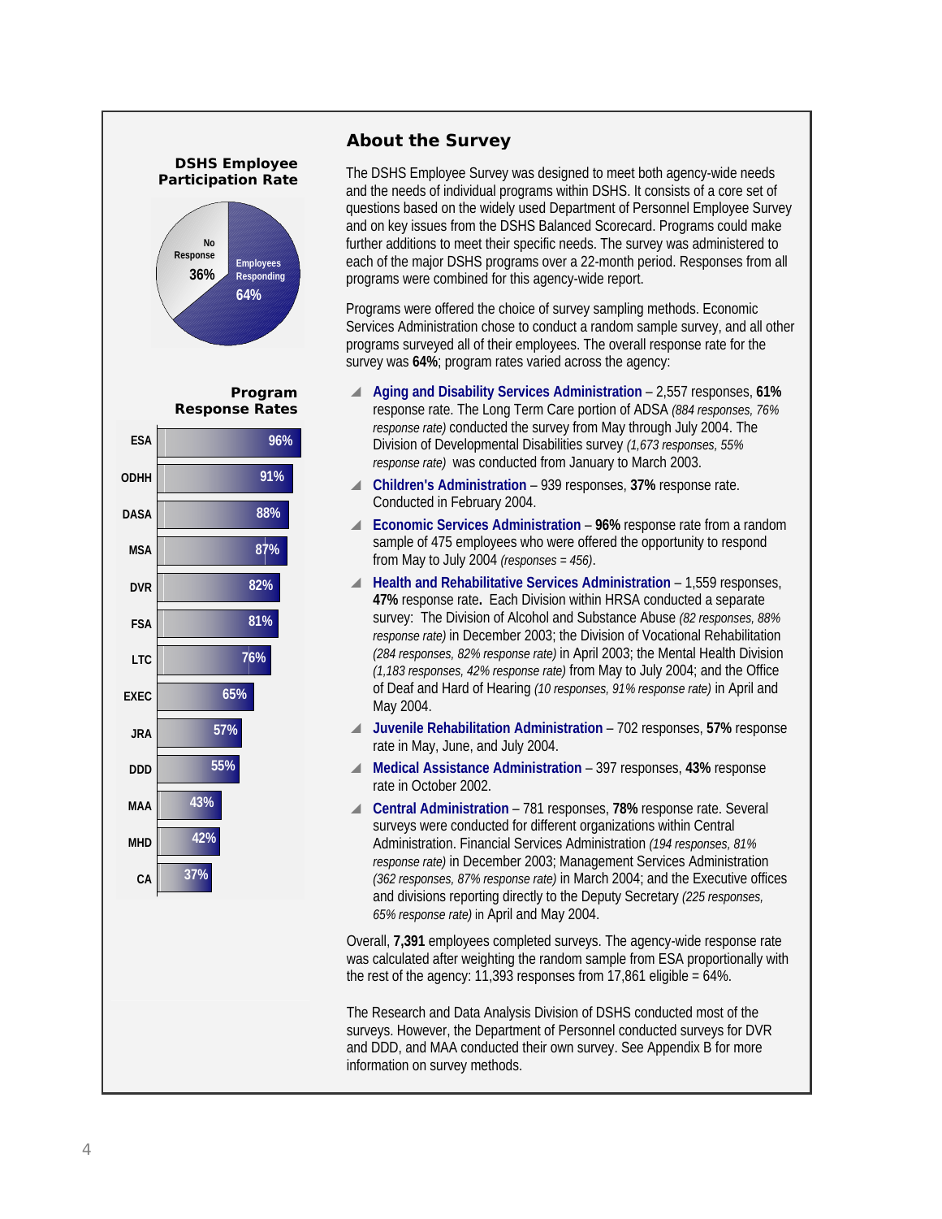### DSHS Employee Participation Rate

No Response 36%

Employees Responding 64%

### Program Response Rates

| Program | Response Rate |
|---|---|
| ESA | 96% |
| ODHH | 91% |
| DASA | 88% |
| MSA | 87% |
| DVR | 82% |
| FSA | 81% |
| LTC | 76% |
| EXEC | 65% |
| JRA | 57% |
| DDD | 55% |
| MAA | 43% |
| MHD | 42% |
| CA | 37% |

## About the Survey

The DSHS Employee Survey was designed to meet both agency-wide needs and the needs of individual programs within DSHS. It consists of a core set of questions based on the widely used Department of Personnel Employee Survey and on key issues from the DSHS Balanced Scorecard. Programs could make further additions to meet their specific needs. The survey was administered to each of the major DSHS programs over a 22-month period. Responses from all programs were combined for this agency-wide report.

Programs were offered the choice of survey sampling methods. Economic Services Administration chose to conduct a random sample survey, and all other programs surveyed all of their employees. The overall response rate for the survey was **64%**; program rates varied across the agency:

- **Aging and Disability Services Administration** – 2,557 responses, **61%** response rate. The Long Term Care portion of ADSA *(884 responses, 76% response rate)* conducted the survey from May through July 2004. The Division of Developmental Disabilities survey *(1,673 responses, 55% response rate)* was conducted from January to March 2003.
- **Children's Administration** – 939 responses, **37%** response rate. Conducted in February 2004.
- **Economic Services Administration** – **96%** response rate from a random sample of 475 employees who were offered the opportunity to respond from May to July 2004 *(responses = 456)*.
- **Health and Rehabilitative Services Administration** – 1,559 responses, **47%** response rate**.** Each Division within HRSA conducted a separate survey: The Division of Alcohol and Substance Abuse *(82 responses, 88% response rate)* in December 2003; the Division of Vocational Rehabilitation *(284 responses, 82% response rate)* in April 2003; the Mental Health Division *(1,183 responses, 42% response rate)* from May to July 2004; and the Office of Deaf and Hard of Hearing *(10 responses, 91% response rate)* in April and May 2004.
- **Juvenile Rehabilitation Administration** – 702 responses, **57%** response rate in May, June, and July 2004.
- **Medical Assistance Administration** – 397 responses, **43%** response rate in October 2002.
- **Central Administration** – 781 responses, **78%** response rate. Several surveys were conducted for different organizations within Central Administration. Financial Services Administration *(194 responses, 81% response rate)* in December 2003; Management Services Administration *(362 responses, 87% response rate)* in March 2004; and the Executive offices and divisions reporting directly to the Deputy Secretary *(225 responses, 65% response rate)* in April and May 2004.

Overall, **7,391** employees completed surveys. The agency-wide response rate was calculated after weighting the random sample from ESA proportionally with the rest of the agency: 11,393 responses from 17,861 eligible = 64%.

The Research and Data Analysis Division of DSHS conducted most of the surveys. However, the Department of Personnel conducted surveys for DVR and DDD, and MAA conducted their own survey. See Appendix B for more information on survey methods.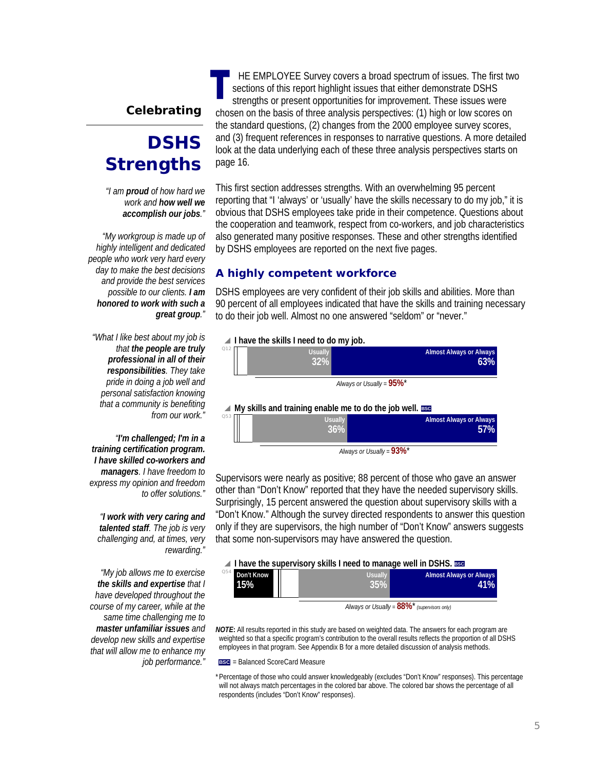# Celebrating

# DSHS Strengths

*"I am **proud** of how hard we work and **how well we accomplish our jobs**."*

*"My workgroup is made up of highly intelligent and dedicated people who work very hard every day to make the best decisions and provide the best services possible to our clients. **I am honored to work with such a great group**."*

*"What I like best about my job is that **the people are truly professional in all of their responsibilities**. They take pride in doing a job well and personal satisfaction knowing that a community is benefiting from our work."*

*"**I'm challenged; I'm in a training certification program. I have skilled co-workers and managers**. I have freedom to express my opinion and freedom to offer solutions."*

*"**I work with very caring and talented staff**. The job is very challenging and, at times, very rewarding."*

*"My job allows me to exercise **the skills and expertise** that I have developed throughout the course of my career, while at the same time challenging me to **master unfamiliar issues** and develop new skills and expertise that will allow me to enhance my job performance."*

THE EMPLOYEE Survey covers a broad spectrum of issues. The first two sections of this report highlight issues that either demonstrate DSHS strengths or present opportunities for improvement. These issues were chosen on the basis of three analysis perspectives: (1) high or low scores on the standard questions, (2) changes from the 2000 employee survey scores, and (3) frequent references in responses to narrative questions. A more detailed look at the data underlying each of these three analysis perspectives starts on page 16.

This first section addresses strengths. With an overwhelming 95 percent reporting that "I 'always' or 'usually' have the skills necessary to do my job," it is obvious that DSHS employees take pride in their competence. Questions about the cooperation and teamwork, respect from co-workers, and job characteristics also generated many positive responses. These and other strengths identified by DSHS employees are reported on the next five pages.

## A highly competent workforce

DSHS employees are very confident of their job skills and abilities. More than 90 percent of all employees indicated that have the skills and training necessary to do their job well. Almost no one answered "seldom" or "never."

**Q12 – I have the skills I need to do my job.**

| Usually | Almost Always or Always |
|---|---|
| 32% | 63% |

*Always or Usually* = **95%***

**Q53 – My skills and training enable me to do the job well.** BSC

| Usually | Almost Always or Always |
|---|---|
| 36% | 57% |

*Always or Usually* = **93%***

Supervisors were nearly as positive; 88 percent of those who gave an answer other than "Don't Know" reported that they have the needed supervisory skills. Surprisingly, 15 percent answered the question about supervisory skills with a "Don't Know." Although the survey directed respondents to answer this question only if they are supervisors, the high number of "Don't Know" answers suggests that some non-supervisors may have answered the question.

**Q54 – I have the supervisory skills I need to manage well in DSHS.** BSC

| Don't Know | Usually | Almost Always or Always |
|---|---|---|
| 15% | 35% | 41% |

*Always or Usually* = **88%*** (supervisors only)

***NOTE:*** All results reported in this study are based on weighted data. The answers for each program are weighted so that a specific program's contribution to the overall results reflects the proportion of all DSHS employees in that program. See Appendix B for a more detailed discussion of analysis methods.

BSC = Balanced ScoreCard Measure

*Percentage of those who could answer knowledgeably (excludes "Don't Know" responses). This percentage will not always match percentages in the colored bar above. The colored bar shows the percentage of all respondents (includes "Don't Know" responses).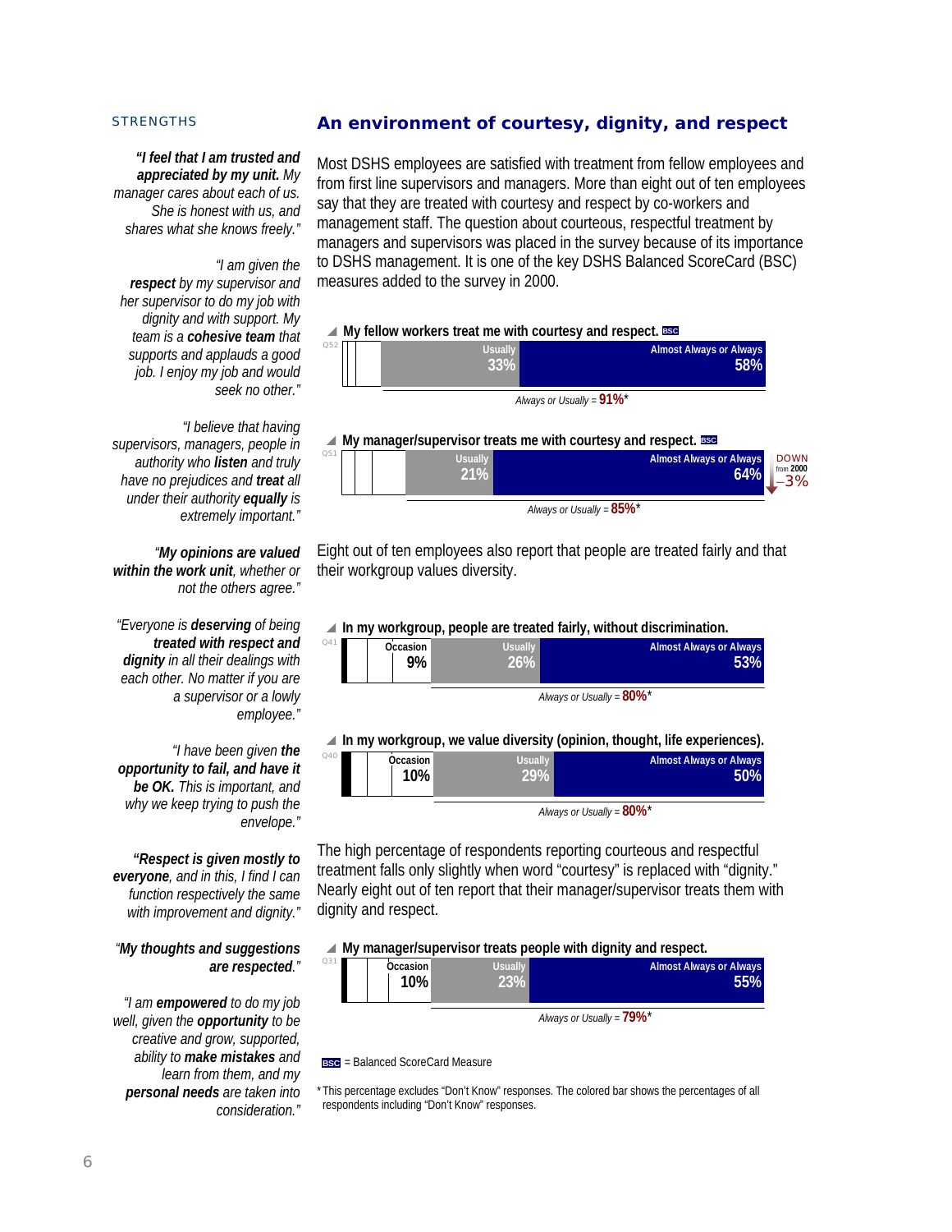STRENGTHS

## An environment of courtesy, dignity, and respect

*"**I feel that I am trusted and appreciated by my unit.** My manager cares about each of us. She is honest with us, and shares what she knows freely."*

*"I am given the **respect** by my supervisor and her supervisor to do my job with dignity and with support. My team is a **cohesive team** that supports and applauds a good job. I enjoy my job and would seek no other."*

*"I believe that having supervisors, managers, people in authority who **listen** and truly have no prejudices and **treat** all under their authority **equally** is extremely important."*

*"**My opinions are valued within the work unit**, whether or not the others agree."*

*"Everyone is **deserving** of being **treated with respect and dignity** in all their dealings with each other. No matter if you are a supervisor or a lowly employee."*

*"I have been given **the opportunity to fail, and have it be OK.** This is important, and why we keep trying to push the envelope."*

*"**Respect is given mostly to everyone**, and in this, I find I can function respectively the same with improvement and dignity."*

*"**My thoughts and suggestions are respected**."*

*"I am **empowered** to do my job well, given the **opportunity** to be creative and grow, supported, ability to **make mistakes** and learn from them, and my **personal needs** are taken into consideration."*

Most DSHS employees are satisfied with treatment from fellow employees and from first line supervisors and managers. More than eight out of ten employees say that they are treated with courtesy and respect by co-workers and management staff. The question about courteous, respectful treatment by managers and supervisors was placed in the survey because of its importance to DSHS management. It is one of the key DSHS Balanced ScoreCard (BSC) measures added to the survey in 2000.

**My fellow workers treat me with courtesy and respect.** BSC (Q52)

| Usually | Almost Always or Always |
|---|---|
| 33% | 58% |

*Always or Usually* = **91%***

**My manager/supervisor treats me with courtesy and respect.** BSC (Q51)

| Usually | Almost Always or Always |
|---|---|
| 21% | 64% |

*Always or Usually* = **85%*** — DOWN from 2000 –3%

Eight out of ten employees also report that people are treated fairly and that their workgroup values diversity.

**In my workgroup, people are treated fairly, without discrimination.** (Q41)

| Occasion | Usually | Almost Always or Always |
|---|---|---|
| 9% | 26% | 53% |

*Always or Usually* = **80%***

**In my workgroup, we value diversity (opinion, thought, life experiences).** (Q40)

| Occasion | Usually | Almost Always or Always |
|---|---|---|
| 10% | 29% | 50% |

*Always or Usually* = **80%***

The high percentage of respondents reporting courteous and respectful treatment falls only slightly when word "courtesy" is replaced with "dignity." Nearly eight out of ten report that their manager/supervisor treats them with dignity and respect.

**My manager/supervisor treats people with dignity and respect.** (Q31)

| Occasion | Usually | Almost Always or Always |
|---|---|---|
| 10% | 23% | 55% |

*Always or Usually* = **79%***

BSC = Balanced ScoreCard Measure

*This percentage excludes "Don't Know" responses. The colored bar shows the percentages of all respondents including "Don't Know" responses.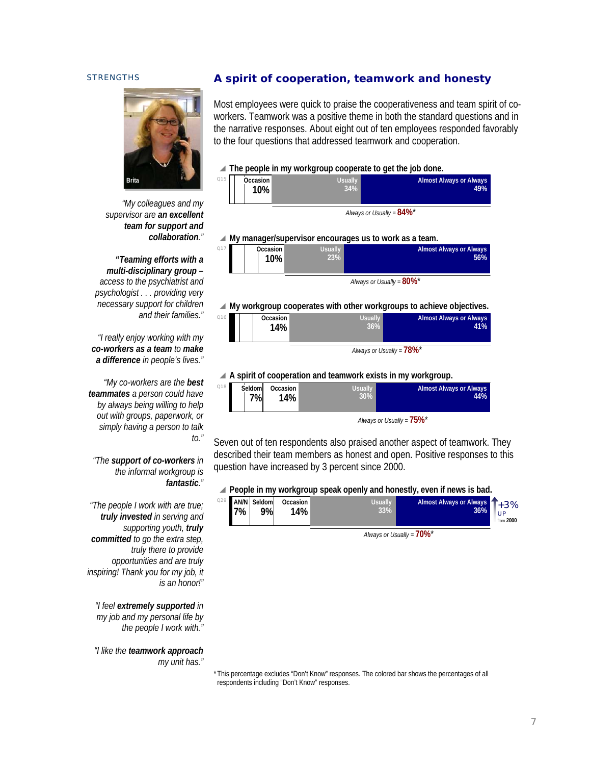STRENGTHS

Brita

*"My colleagues and my supervisor are **an excellent team for support and collaboration**."*

*"**Teaming efforts with a multi-disciplinary group** – access to the psychiatrist and psychologist . . . providing very necessary support for children and their families."*

*"I really enjoy working with my **co-workers as a team** to **make a difference** in people's lives."*

*"My co-workers are the **best teammates** a person could have by always being willing to help out with groups, paperwork, or simply having a person to talk to."*

*"The **support of co-workers** in the informal workgroup is **fantastic**."*

*"The people I work with are true; **truly invested** in serving and supporting youth, **truly committed** to go the extra step, truly there to provide opportunities and are truly inspiring! Thank you for my job, it is an honor!"*

*"I feel **extremely supported** in my job and my personal life by the people I work with."*

*"I like the **teamwork approach** my unit has."*

## A spirit of cooperation, teamwork and honesty

Most employees were quick to praise the cooperativeness and team spirit of co-workers. Teamwork was a positive theme in both the standard questions and in the narrative responses. About eight out of ten employees responded favorably to the four questions that addressed teamwork and cooperation.

**The people in my workgroup cooperate to get the job done.** (Q15)

| Occasion | Usually | Almost Always or Always |
|---|---|---|
| 10% | 34% | 49% |

*Always or Usually =* **84%***

**My manager/supervisor encourages us to work as a team.** (Q17)

| Occasion | Usually | Almost Always or Always |
|---|---|---|
| 10% | 23% | 56% |

*Always or Usually =* **80%***

**My workgroup cooperates with other workgroups to achieve objectives.** (Q16)

| Occasion | Usually | Almost Always or Always |
|---|---|---|
| 14% | 36% | 41% |

*Always or Usually =* **78%***

**A spirit of cooperation and teamwork exists in my workgroup.** (Q18)

| Seldom | Occasion | Usually | Almost Always or Always |
|---|---|---|---|
| 7% | 14% | 30% | 44% |

*Always or Usually =* **75%***

Seven out of ten respondents also praised another aspect of teamwork. They described their team members as honest and open. Positive responses to this question have increased by 3 percent since 2000.

**People in my workgroup speak openly and honestly, even if news is bad.** (Q29)

| AN/N | Seldom | Occasion | Usually | Almost Always or Always |
|---|---|---|---|---|
| 7% | 9% | 14% | 33% | 36% |

+3% UP from 2000

*Always or Usually =* **70%***

*This percentage excludes "Don't Know" responses. The colored bar shows the percentages of all respondents including "Don't Know" responses.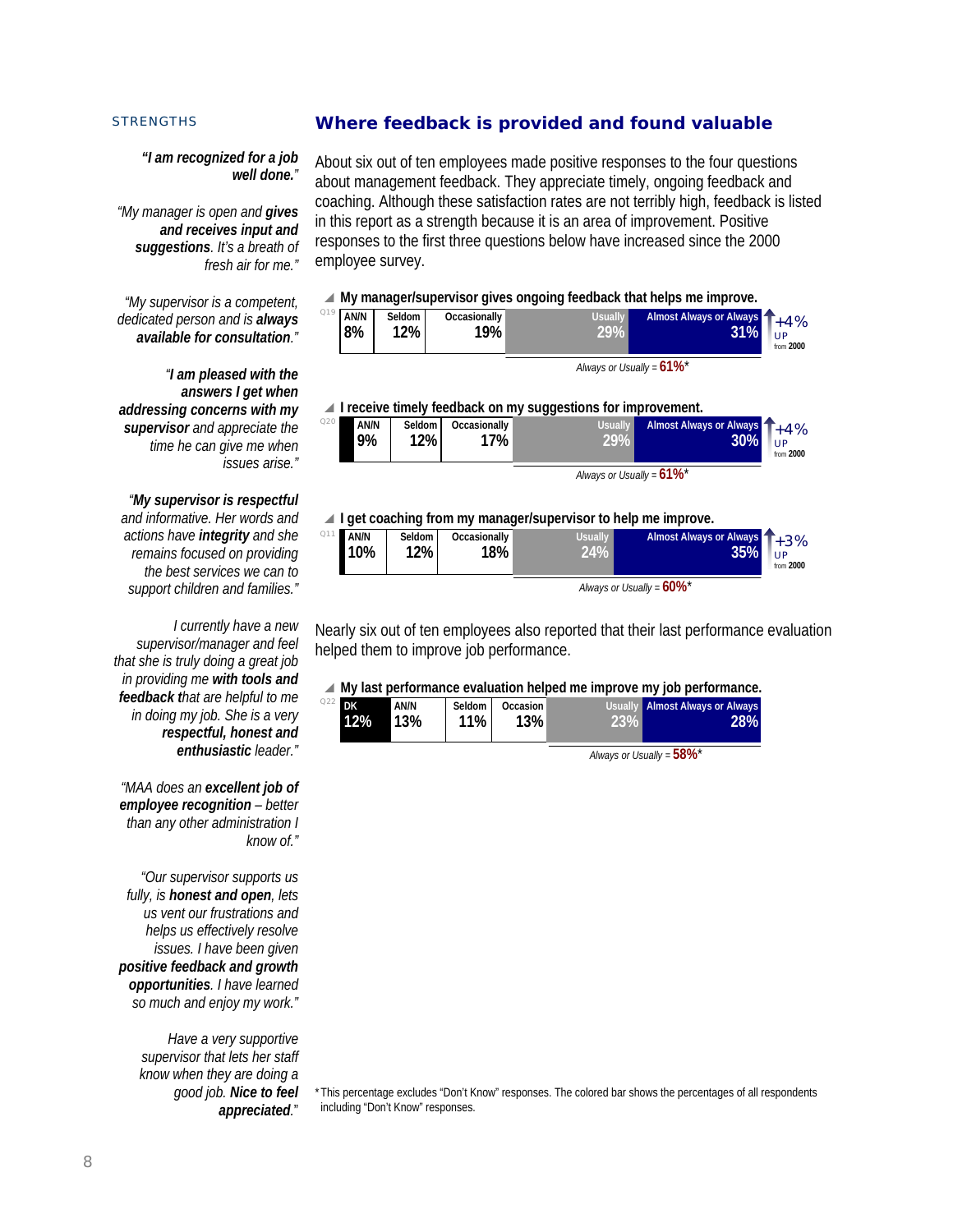STRENGTHS

## Where feedback is provided and found valuable

*"**I am recognized for a job well done.**"*

*"My manager is open and **gives and receives input and suggestions**. It's a breath of fresh air for me."*

*"My supervisor is a competent, dedicated person and is **always available for consultation**."*

*"**I am pleased with the answers I get when addressing concerns with my supervisor** and appreciate the time he can give me when issues arise."*

*"**My supervisor is respectful** and informative. Her words and actions have **integrity** and she remains focused on providing the best services we can to support children and families."*

*I currently have a new supervisor/manager and feel that she is truly doing a great job in providing me **with tools and feedback t**hat are helpful to me in doing my job. She is a very **respectful, honest and enthusiastic** leader."*

*"MAA does an **excellent job of employee recognition** – better than any other administration I know of."*

*"Our supervisor supports us fully, is **honest and open**, lets us vent our frustrations and helps us effectively resolve issues. I have been given **positive feedback and growth opportunities**. I have learned so much and enjoy my work."*

*Have a very supportive supervisor that lets her staff know when they are doing a good job. **Nice to feel appreciated**."*

About six out of ten employees made positive responses to the four questions about management feedback. They appreciate timely, ongoing feedback and coaching. Although these satisfaction rates are not terribly high, feedback is listed in this report as a strength because it is an area of improvement. Positive responses to the first three questions below have increased since the 2000 employee survey.

**My manager/supervisor gives ongoing feedback that helps me improve.** (Q19)

| AN/N | Seldom | Occasionally | Usually | Almost Always or Always | Change |
|---|---|---|---|---|---|
| 8% | 12% | 19% | 29% | 31% | +4% UP from 2000 |

*Always or Usually* = **61%***

**I receive timely feedback on my suggestions for improvement.** (Q20)

| AN/N | Seldom | Occasionally | Usually | Almost Always or Always | Change |
|---|---|---|---|---|---|
| 9% | 12% | 17% | 29% | 30% | +4% UP from 2000 |

*Always or Usually* = **61%***

**I get coaching from my manager/supervisor to help me improve.** (Q11)

| AN/N | Seldom | Occasionally | Usually | Almost Always or Always | Change |
|---|---|---|---|---|---|
| 10% | 12% | 18% | 24% | 35% | +3% UP from 2000 |

*Always or Usually* = **60%***

Nearly six out of ten employees also reported that their last performance evaluation helped them to improve job performance.

**My last performance evaluation helped me improve my job performance.** (Q22)

| DK | AN/N | Seldom | Occasion | Usually | Almost Always or Always |
|---|---|---|---|---|---|
| 12% | 13% | 11% | 13% | 23% | 28% |

*Always or Usually* = **58%***

*This percentage excludes "Don't Know" responses. The colored bar shows the percentages of all respondents including "Don't Know" responses.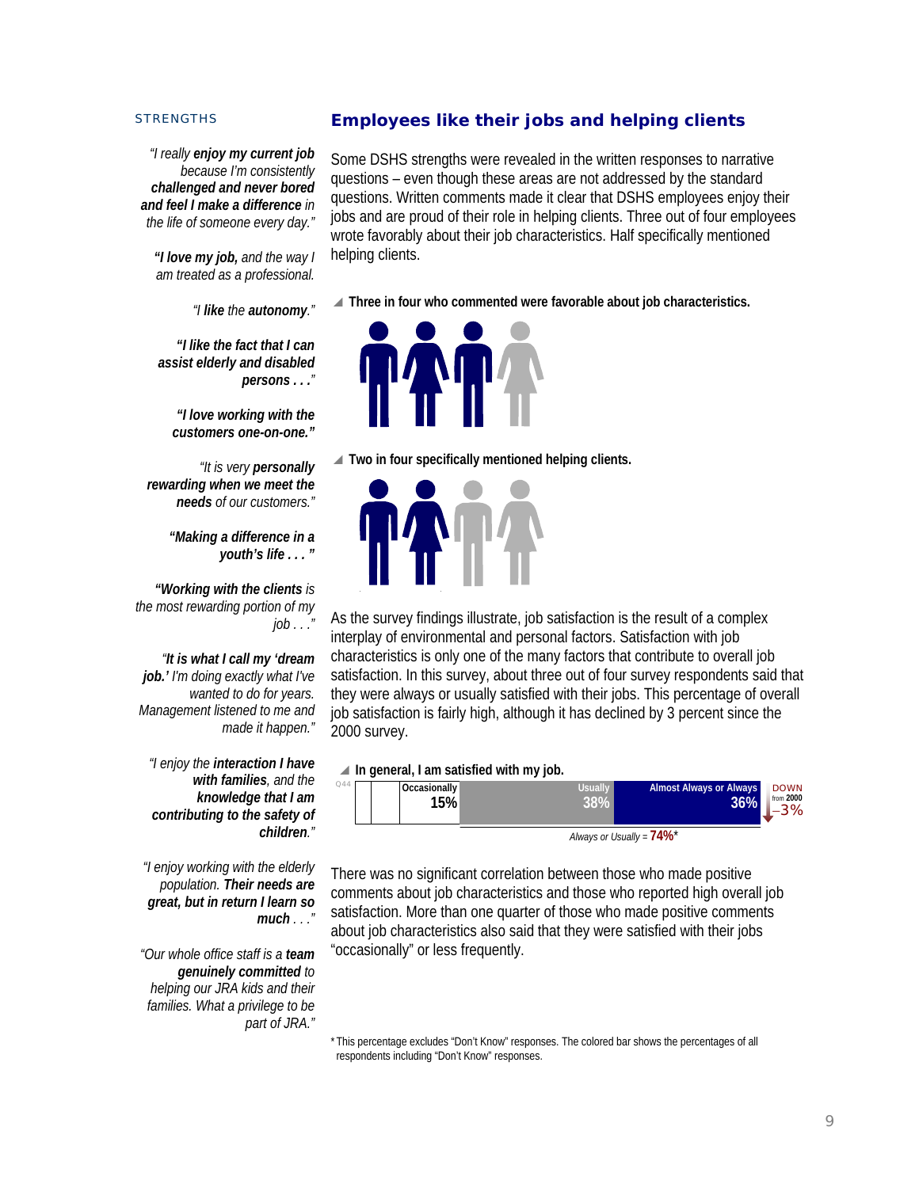STRENGTHS

*"I really **enjoy my current job** because I'm consistently **challenged and never bored and feel I make a difference** in the life of someone every day."*

***"I love my job,** and the way I am treated as a professional.*

*"I **like** the **autonomy**."*

***"I like the fact that I can assist elderly and disabled persons . . .**"*

***"I love working with the customers one-on-one."***

*"It is very **personally rewarding when we meet the needs** of our customers."*

***"Making a difference in a youth's life . . . "***

***"Working with the clients** is the most rewarding portion of my job . . ."*

*"**It is what I call my 'dream job.'** I'm doing exactly what I've wanted to do for years. Management listened to me and made it happen."*

*"I enjoy the **interaction I have with families**, and the **knowledge that I am contributing to the safety of children**."*

*"I enjoy working with the elderly population. **Their needs are great, but in return I learn so much** . . ."*

*"Our whole office staff is a **team genuinely committed** to helping our JRA kids and their families. What a privilege to be part of JRA."*

## Employees like their jobs and helping clients

Some DSHS strengths were revealed in the written responses to narrative questions – even though these areas are not addressed by the standard questions. Written comments made it clear that DSHS employees enjoy their jobs and are proud of their role in helping clients. Three out of four employees wrote favorably about their job characteristics. Half specifically mentioned helping clients.

**Three in four who commented were favorable about job characteristics.**

**Two in four specifically mentioned helping clients.**

As the survey findings illustrate, job satisfaction is the result of a complex interplay of environmental and personal factors. Satisfaction with job characteristics is only one of the many factors that contribute to overall job satisfaction. In this survey, about three out of four survey respondents said that they were always or usually satisfied with their jobs. This percentage of overall job satisfaction is fairly high, although it has declined by 3 percent since the 2000 survey.

**In general, I am satisfied with my job.** (Q44)

| Occasionally | Usually | Almost Always or Always | DOWN from 2000 |
|---|---|---|---|
| 15% | 38% | 36% | -3% |

*Always or Usually* = **74%***

There was no significant correlation between those who made positive comments about job characteristics and those who reported high overall job satisfaction. More than one quarter of those who made positive comments about job characteristics also said that they were satisfied with their jobs "occasionally" or less frequently.

*This percentage excludes "Don't Know" responses. The colored bar shows the percentages of all respondents including "Don't Know" responses.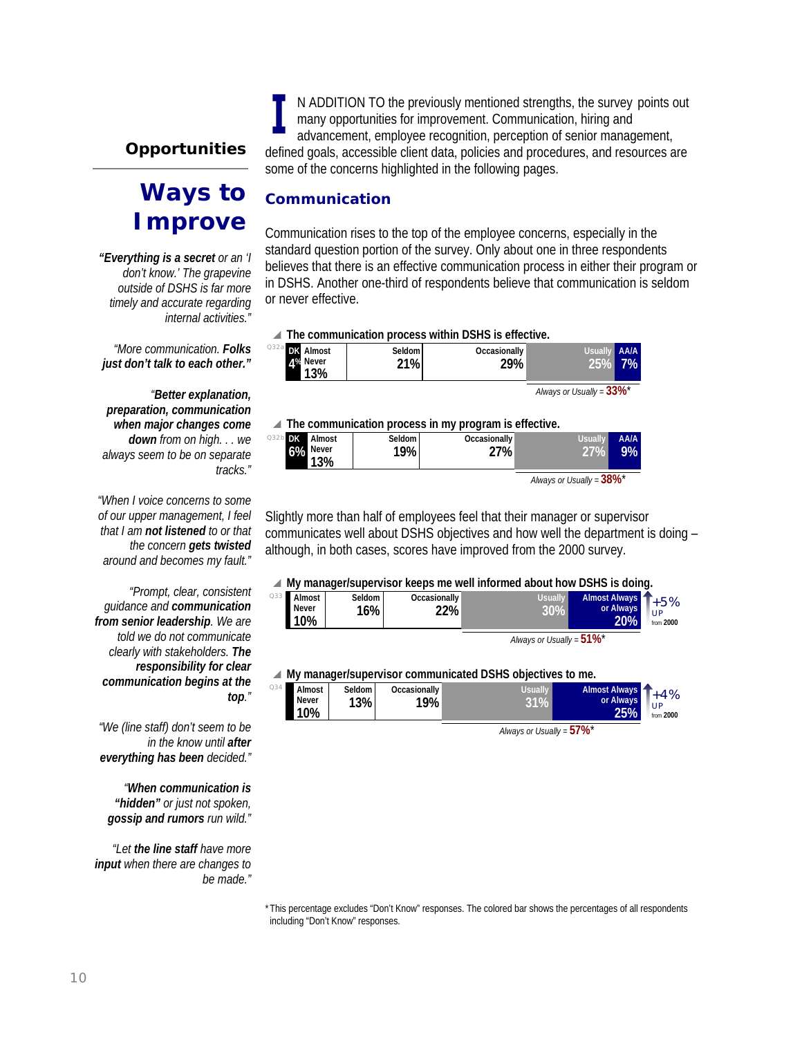## Opportunities

# Ways to Improve

*"**Everything is a secret** or an 'I don't know.' The grapevine outside of DSHS is far more timely and accurate regarding internal activities."*

*"More communication. **Folks just don't talk to each other."***

*"**Better explanation, preparation, communication when major changes come down** from on high. . . we always seem to be on separate tracks."*

*"When I voice concerns to some of our upper management, I feel that I am **not listened** to or that the concern **gets twisted** around and becomes my fault."*

*"Prompt, clear, consistent guidance and **communication from senior leadership**. We are told we do not communicate clearly with stakeholders. **The responsibility for clear communication begins at the top**."*

*"We (line staff) don't seem to be in the know until **after** everything has been decided."*

*"**When communication is "hidden"** or just not spoken, **gossip and rumors** run wild."*

*"Let **the line staff** have more **input** when there are changes to be made."*

IN ADDITION TO the previously mentioned strengths, the survey points out many opportunities for improvement. Communication, hiring and advancement, employee recognition, perception of senior management, defined goals, accessible client data, policies and procedures, and resources are some of the concerns highlighted in the following pages.

## Communication

Communication rises to the top of the employee concerns, especially in the standard question portion of the survey. Only about one in three respondents believes that there is an effective communication process in either their program or in DSHS. Another one-third of respondents believe that communication is seldom or never effective.

**The communication process within DSHS is effective.** (Q32a)

| DK | Almost Never | Seldom | Occasionally | Usually | AA/A |
|---|---|---|---|---|---|
| 4% | 13% | 21% | 29% | 25% | 7% |

*Always or Usually* = **33%***

**The communication process in my program is effective.** (Q32b)

| DK | Almost Never | Seldom | Occasionally | Usually | AA/A |
|---|---|---|---|---|---|
| 6% | 13% | 19% | 27% | 27% | 9% |

*Always or Usually* = **38%***

Slightly more than half of employees feel that their manager or supervisor communicates well about DSHS objectives and how well the department is doing – although, in both cases, scores have improved from the 2000 survey.

**My manager/supervisor keeps me well informed about how DSHS is doing.** (Q33)

| Almost Never | Seldom | Occasionally | Usually | Almost Always or Always |
|---|---|---|---|---|
| 10% | 16% | 22% | 30% | 20% |

*Always or Usually* = **51%*** — +5% UP from **2000**

**My manager/supervisor communicated DSHS objectives to me.** (Q34)

| Almost Never | Seldom | Occasionally | Usually | Almost Always or Always |
|---|---|---|---|---|
| 10% | 13% | 19% | 31% | 25% |

*Always or Usually* = **57%*** — +4% UP from **2000**

* This percentage excludes "Don't Know" responses. The colored bar shows the percentages of all respondents including "Don't Know" responses.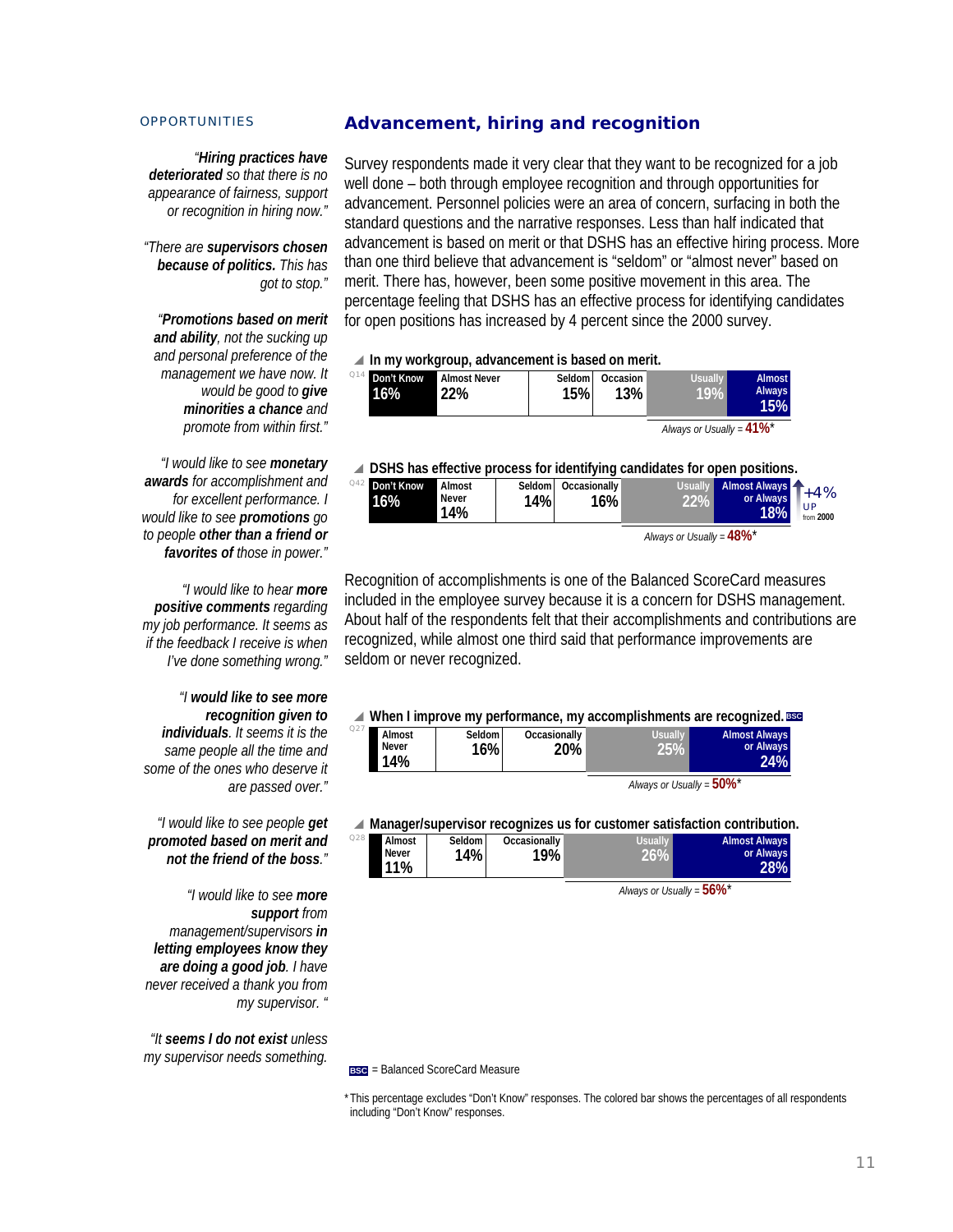OPPORTUNITIES

## Advancement, hiring and recognition

*"**Hiring practices have deteriorated** so that there is no appearance of fairness, support or recognition in hiring now."*

*"There are **supervisors chosen because of politics.** This has got to stop."*

*"**Promotions based on merit and ability**, not the sucking up and personal preference of the management we have now. It would be good to **give minorities a chance** and promote from within first."*

*"I would like to see **monetary awards** for accomplishment and for excellent performance. I would like to see **promotions** go to people **other than a friend or favorites of** those in power."*

*"I would like to hear **more positive comments** regarding my job performance. It seems as if the feedback I receive is when I've done something wrong."*

*"I **would like to see more recognition given to individuals**. It seems it is the same people all the time and some of the ones who deserve it are passed over."*

*"I would like to see people **get promoted based on merit and not the friend of the boss**."*

*"I would like to see **more support** from management/supervisors **in letting employees know they are doing a good job**. I have never received a thank you from my supervisor. "*

*"It **seems I do not exist** unless my supervisor needs something.*

Survey respondents made it very clear that they want to be recognized for a job well done – both through employee recognition and through opportunities for advancement. Personnel policies were an area of concern, surfacing in both the standard questions and the narrative responses. Less than half indicated that advancement is based on merit or that DSHS has an effective hiring process. More than one third believe that advancement is "seldom" or "almost never" based on merit. There has, however, been some positive movement in this area. The percentage feeling that DSHS has an effective process for identifying candidates for open positions has increased by 4 percent since the 2000 survey.

**In my workgroup, advancement is based on merit.** (Q14)

| Don't Know | Almost Never | Seldom | Occasion | Usually | Almost Always |
|---|---|---|---|---|---|
| 16% | 22% | 15% | 13% | 19% | 15% |

*Always or Usually =* **41%***

**DSHS has effective process for identifying candidates for open positions.** (Q42)

| Don't Know | Almost Never | Seldom | Occasionally | Usually | Almost Always or Always |
|---|---|---|---|---|---|
| 16% | 14% | 14% | 16% | 22% | 18% |

+4% UP from 2000

*Always or Usually =* **48%***

Recognition of accomplishments is one of the Balanced ScoreCard measures included in the employee survey because it is a concern for DSHS management. About half of the respondents felt that their accomplishments and contributions are recognized, while almost one third said that performance improvements are seldom or never recognized.

**When I improve my performance, my accomplishments are recognized.** BSC (Q27)

| Almost Never | Seldom | Occasionally | Usually | Almost Always or Always |
|---|---|---|---|---|
| 14% | 16% | 20% | 25% | 24% |

*Always or Usually =* **50%***

**Manager/supervisor recognizes us for customer satisfaction contribution.** (Q28)

| Almost Never | Seldom | Occasionally | Usually | Almost Always or Always |
|---|---|---|---|---|
| 11% | 14% | 19% | 26% | 28% |

*Always or Usually =* **56%***

BSC = Balanced ScoreCard Measure

*This percentage excludes "Don't Know" responses. The colored bar shows the percentages of all respondents including "Don't Know" responses.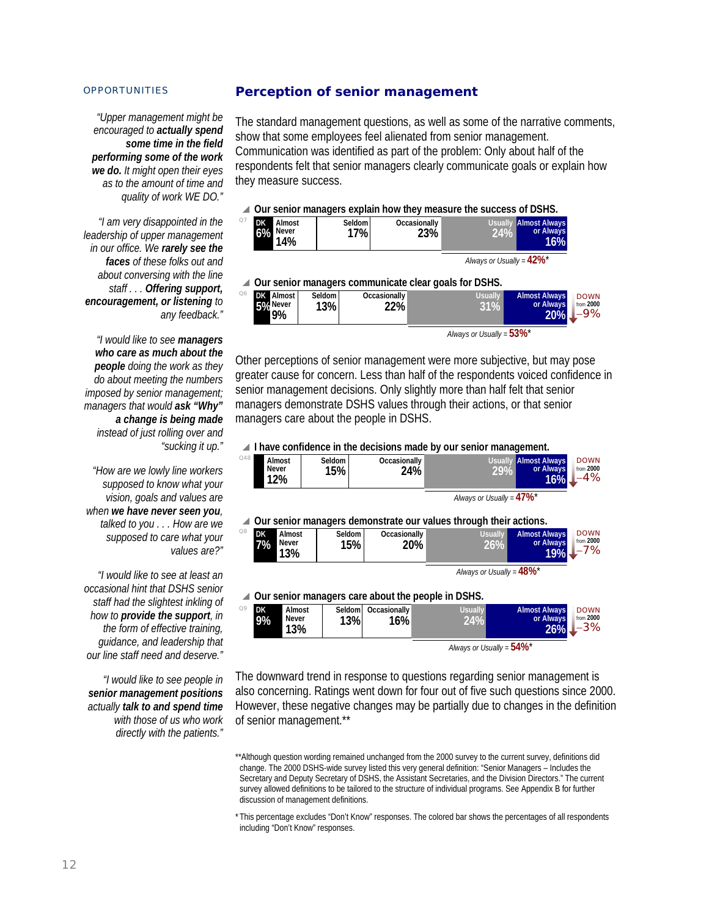OPPORTUNITIES

*"Upper management might be encouraged to **actually spend some time in the field performing some of the work we do.** It might open their eyes as to the amount of time and quality of work WE DO."*

*"I am very disappointed in the leadership of upper management in our office. We **rarely see the faces** of these folks out and about conversing with the line staff . . . **Offering support, encouragement, or listening** to any feedback."*

*"I would like to see **managers who care as much about the people** doing the work as they do about meeting the numbers imposed by senior management; managers that would **ask "Why" a change is being made** instead of just rolling over and "sucking it up."*

*"How are we lowly line workers supposed to know what your vision, goals and values are when **we have never seen you**, talked to you . . . How are we supposed to care what your values are?"*

*"I would like to see at least an occasional hint that DSHS senior staff had the slightest inkling of how to **provide the support**, in the form of effective training, guidance, and leadership that our line staff need and deserve."*

*"I would like to see people in **senior management positions** actually **talk to and spend time** with those of us who work directly with the patients."*

## Perception of senior management

The standard management questions, as well as some of the narrative comments, show that some employees feel alienated from senior management. Communication was identified as part of the problem: Only about half of the respondents felt that senior managers clearly communicate goals or explain how they measure success.

**Our senior managers explain how they measure the success of DSHS.** (Q7)

| DK | Almost Never | Seldom | Occasionally | Usually | Almost Always or Always |
|---|---|---|---|---|---|
| 6% | 14% | 17% | 23% | 24% | 16% |

*Always or Usually =* **42%***

**Our senior managers communicate clear goals for DSHS.** (Q6)

| DK | Almost Never | Seldom | Occasionally | Usually | Almost Always or Always | DOWN from 2000 |
|---|---|---|---|---|---|---|
| 5% | 9% | 13% | 22% | 31% | 20% | –9% |

*Always or Usually =* **53%***

Other perceptions of senior management were more subjective, but may pose greater cause for concern. Less than half of the respondents voiced confidence in senior management decisions. Only slightly more than half felt that senior managers demonstrate DSHS values through their actions, or that senior managers care about the people in DSHS.

**I have confidence in the decisions made by our senior management.** (Q48)

| Almost Never | Seldom | Occasionally | Usually | Almost Always or Always | DOWN from 2000 |
|---|---|---|---|---|---|
| 12% | 15% | 24% | 29% | 16% | –4% |

*Always or Usually =* **47%***

**Our senior managers demonstrate our values through their actions.** (Q8)

| DK | Almost Never | Seldom | Occasionally | Usually | Almost Always or Always | DOWN from 2000 |
|---|---|---|---|---|---|---|
| 7% | 13% | 15% | 20% | 26% | 19% | –7% |

*Always or Usually =* **48%***

**Our senior managers care about the people in DSHS.** (Q9)

| DK | Almost Never | Seldom | Occasionally | Usually | Almost Always or Always | DOWN from 2000 |
|---|---|---|---|---|---|---|
| 9% | 13% | 13% | 16% | 24% | 26% | –3% |

*Always or Usually =* **54%***

The downward trend in response to questions regarding senior management is also concerning. Ratings went down for four out of five such questions since 2000. However, these negative changes may be partially due to changes in the definition of senior management.**

**Although question wording remained unchanged from the 2000 survey to the current survey, definitions did change. The 2000 DSHS-wide survey listed this very general definition: "Senior Managers – Includes the Secretary and Deputy Secretary of DSHS, the Assistant Secretaries, and the Division Directors." The current survey allowed definitions to be tailored to the structure of individual programs. See Appendix B for further discussion of management definitions.

* This percentage excludes "Don't Know" responses. The colored bar shows the percentages of all respondents including "Don't Know" responses.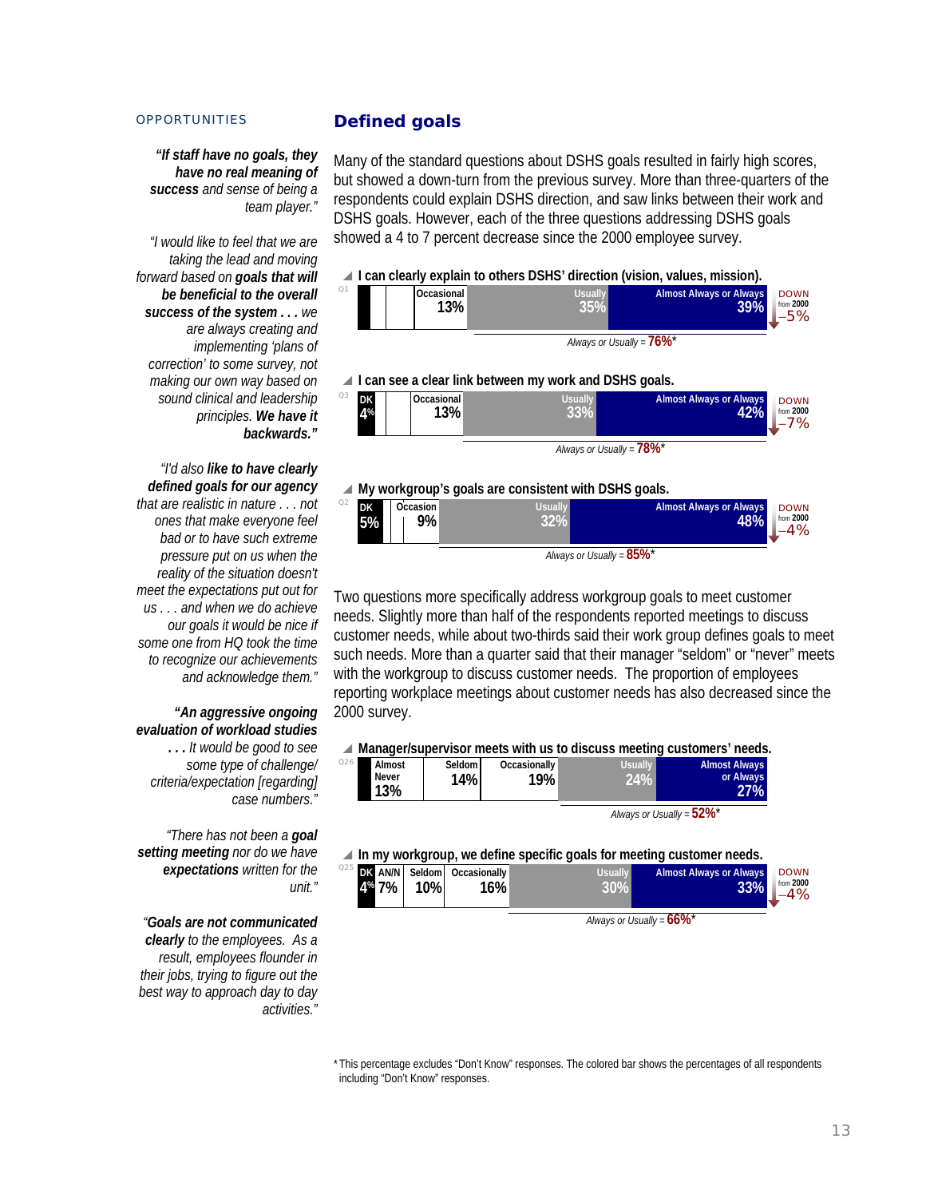OPPORTUNITIES

*"**If staff have no goals, they have no real meaning of success** and sense of being a team player."*

*"I would like to feel that we are taking the lead and moving forward based on **goals that will be beneficial to the overall success of the system . . .** we are always creating and implementing 'plans of correction' to some survey, not making our own way based on sound clinical and leadership principles. **We have it backwards.**"*

*"I'd also **like to have clearly defined goals for our agency** that are realistic in nature . . . not ones that make everyone feel bad or to have such extreme pressure put on us when the reality of the situation doesn't meet the expectations put out for us . . . and when we do achieve our goals it would be nice if some one from HQ took the time to recognize our achievements and acknowledge them."*

*"**An aggressive ongoing evaluation of workload studies . . .** It would be good to see some type of challenge/ criteria/expectation [regarding] case numbers."*

*"There has not been a **goal setting meeting** nor do we have **expectations** written for the unit."*

*"**Goals are not communicated clearly** to the employees. As a result, employees flounder in their jobs, trying to figure out the best way to approach day to day activities."*

## Defined goals

Many of the standard questions about DSHS goals resulted in fairly high scores, but showed a down-turn from the previous survey. More than three-quarters of the respondents could explain DSHS direction, and saw links between their work and DSHS goals. However, each of the three questions addressing DSHS goals showed a 4 to 7 percent decrease since the 2000 employee survey.

**Q1 — I can clearly explain to others DSHS' direction (vision, values, mission).**

| Occasional | Usually | Almost Always or Always | Always or Usually* | Change from 2000 |
|---|---|---|---|---|
| 13% | 35% | 39% | 76% | DOWN –5% |

**Q3 — I can see a clear link between my work and DSHS goals.**

| DK | Occasional | Usually | Almost Always or Always | Always or Usually* | Change from 2000 |
|---|---|---|---|---|---|
| 4% | 13% | 33% | 42% | 78% | DOWN –7% |

**Q2 — My workgroup's goals are consistent with DSHS goals.**

| DK | Occasion | Usually | Almost Always or Always | Always or Usually* | Change from 2000 |
|---|---|---|---|---|---|
| 5% | 9% | 32% | 48% | 85% | DOWN –4% |

Two questions more specifically address workgroup goals to meet customer needs. Slightly more than half of the respondents reported meetings to discuss customer needs, while about two-thirds said their work group defines goals to meet such needs. More than a quarter said that their manager "seldom" or "never" meets with the workgroup to discuss customer needs. The proportion of employees reporting workplace meetings about customer needs has also decreased since the 2000 survey.

**Q26 — Manager/supervisor meets with us to discuss meeting customers' needs.**

| Almost Never | Seldom | Occasionally | Usually | Almost Always or Always | Always or Usually* |
|---|---|---|---|---|---|
| 13% | 14% | 19% | 24% | 27% | 52% |

**Q25 — In my workgroup, we define specific goals for meeting customer needs.**

| DK | AN/N | Seldom | Occasionally | Usually | Almost Always or Always | Always or Usually* | Change from 2000 |
|---|---|---|---|---|---|---|---|
| 4% | 7% | 10% | 16% | 30% | 33% | 66% | DOWN –4% |

*This percentage excludes "Don't Know" responses. The colored bar shows the percentages of all respondents including "Don't Know" responses.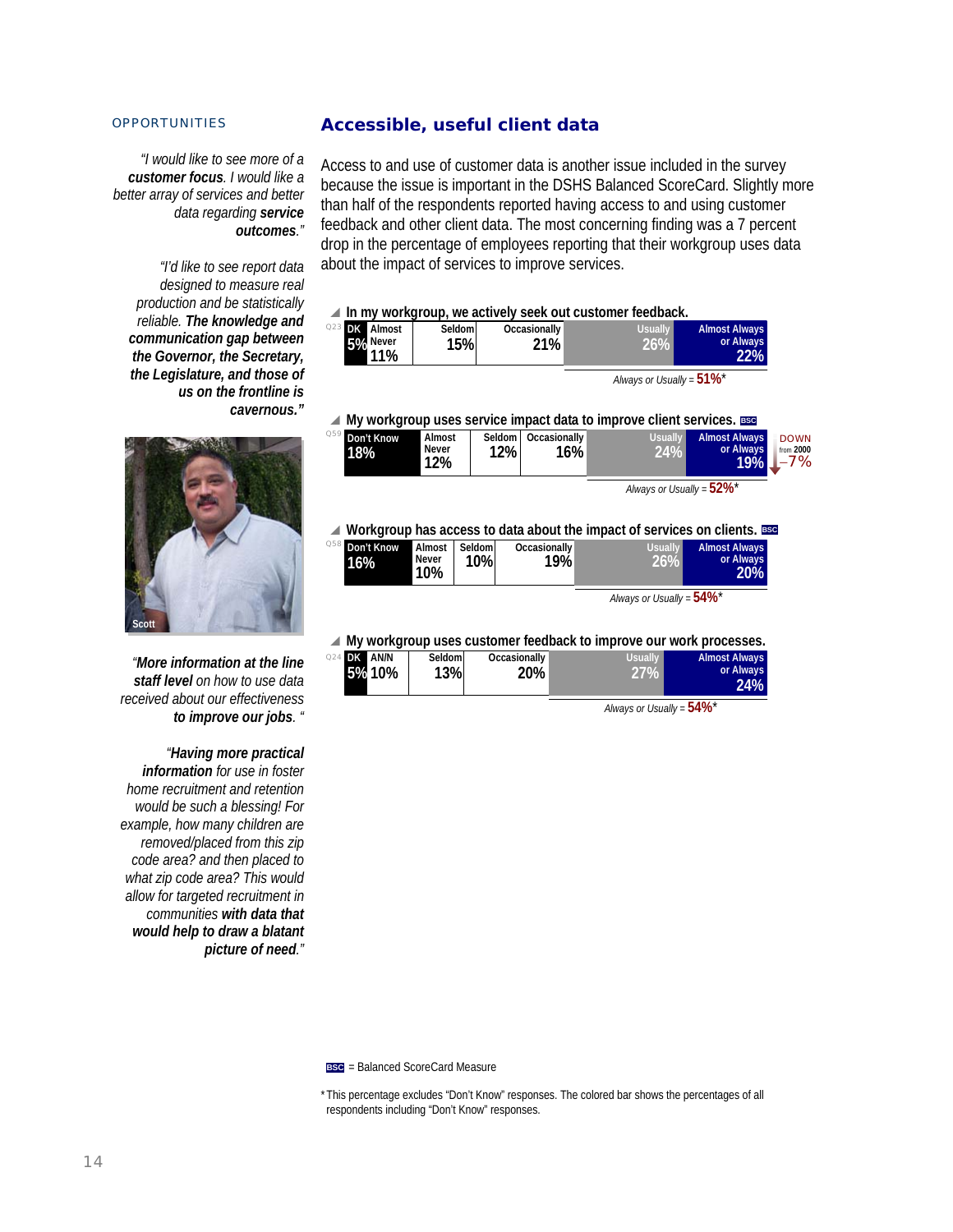OPPORTUNITIES

*"I would like to see more of a **customer focus**. I would like a better array of services and better data regarding **service outcomes**."*

*"I'd like to see report data designed to measure real production and be statistically reliable. **The knowledge and communication gap between the Governor, the Secretary, the Legislature, and those of us on the frontline is cavernous.**"*

Scott

*"**More information at the line staff level** on how to use data received about our effectiveness **to improve our jobs**."*

*"**Having more practical information** for use in foster home recruitment and retention would be such a blessing! For example, how many children are removed/placed from this zip code area? and then placed to what zip code area? This would allow for targeted recruitment in communities **with data that would help to draw a blatant picture of need**."*

## Accessible, useful client data

Access to and use of customer data is another issue included in the survey because the issue is important in the DSHS Balanced ScoreCard. Slightly more than half of the respondents reported having access to and using customer feedback and other client data. The most concerning finding was a 7 percent drop in the percentage of employees reporting that their workgroup uses data about the impact of services to improve services.

| Q | Item | Don't Know | Almost Never | Seldom | Occasionally | Usually | Almost Always or Always | Always or Usually* |
|---|---|---|---|---|---|---|---|---|
| Q23 | In my workgroup, we actively seek out customer feedback. | 5% | 11% | 15% | 21% | 26% | 22% | 51% |
| Q59 | My workgroup uses service impact data to improve client services. BSC | 18% | 12% | 12% | 16% | 24% | 19% | 52% (DOWN from 2000 −7%) |
| Q58 | Workgroup has access to data about the impact of services on clients. BSC | 16% | 10% | 10% | 19% | 26% | 20% | 54% |
| Q24 | My workgroup uses customer feedback to improve our work processes. | 5% | 10% | 13% | 20% | 27% | 24% | 54% |

BSC = Balanced ScoreCard Measure

*This percentage excludes "Don't Know" responses. The colored bar shows the percentages of all respondents including "Don't Know" responses.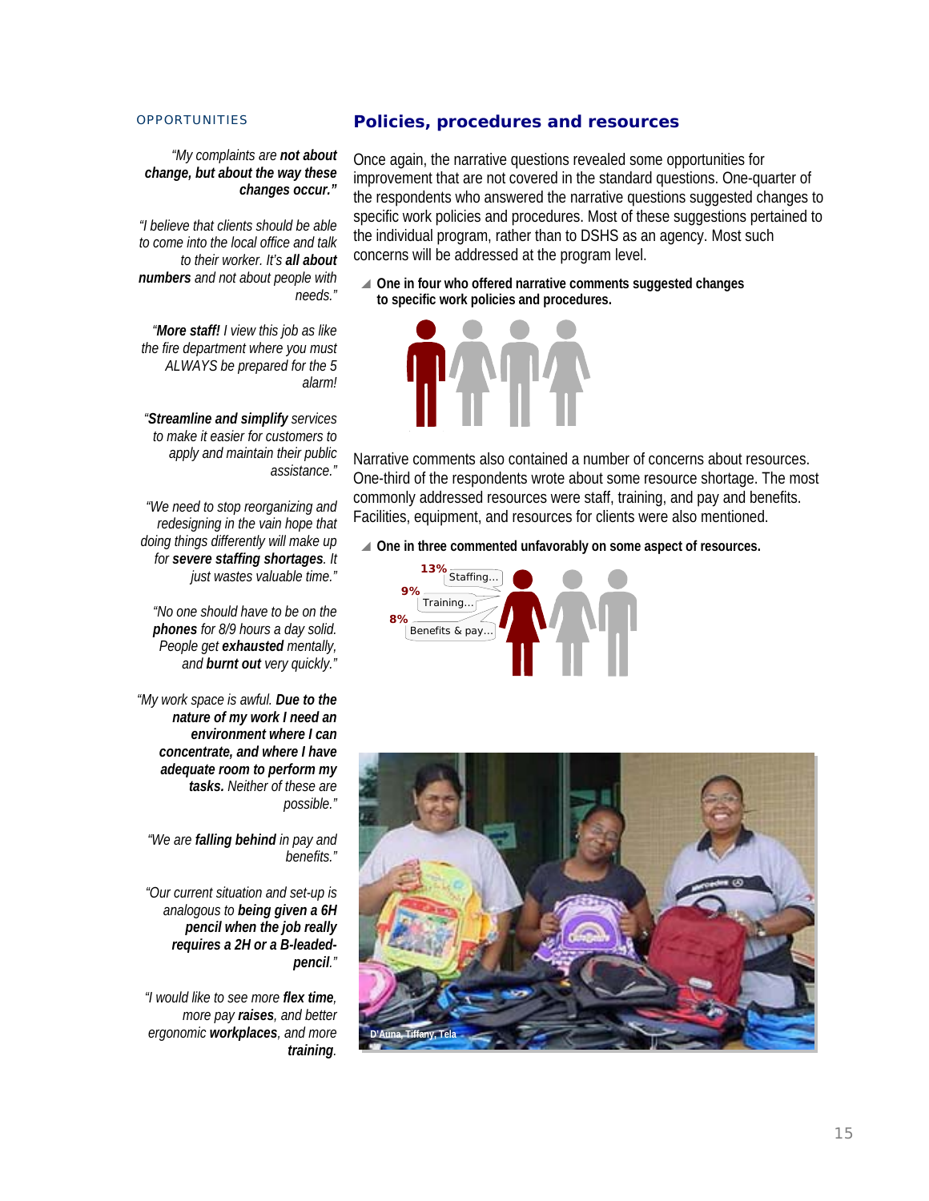OPPORTUNITIES

*"My complaints are **not about change, but about the way these changes occur.**"*

*"I believe that clients should be able to come into the local office and talk to their worker. It's **all about numbers** and not about people with needs."*

*"**More staff!** I view this job as like the fire department where you must ALWAYS be prepared for the 5 alarm!*

*"**Streamline and simplify** services to make it easier for customers to apply and maintain their public assistance."*

*"We need to stop reorganizing and redesigning in the vain hope that doing things differently will make up for **severe staffing shortages**. It just wastes valuable time."*

*"No one should have to be on the **phones** for 8/9 hours a day solid. People get **exhausted** mentally, and **burnt out** very quickly."*

*"My work space is awful. **Due to the nature of my work I need an environment where I can concentrate, and where I have adequate room to perform my tasks.** Neither of these are possible."*

*"We are **falling behind** in pay and benefits."*

*"Our current situation and set-up is analogous to **being given a 6H pencil when the job really requires a 2H or a B-leaded-pencil**."*

*"I would like to see more **flex time**, more pay **raises**, and better ergonomic **workplaces**, and more **training**.*

## Policies, procedures and resources

Once again, the narrative questions revealed some opportunities for improvement that are not covered in the standard questions. One-quarter of the respondents who answered the narrative questions suggested changes to specific work policies and procedures. Most of these suggestions pertained to the individual program, rather than to DSHS as an agency. Most such concerns will be addressed at the program level.

**One in four who offered narrative comments suggested changes to specific work policies and procedures.**

Narrative comments also contained a number of concerns about resources. One-third of the respondents wrote about some resource shortage. The most commonly addressed resources were staff, training, and pay and benefits. Facilities, equipment, and resources for clients were also mentioned.

**One in three commented unfavorably on some aspect of resources.**

13% Staffing...
9% Training...
8% Benefits & pay...

D'Auna, Tiffany, Tela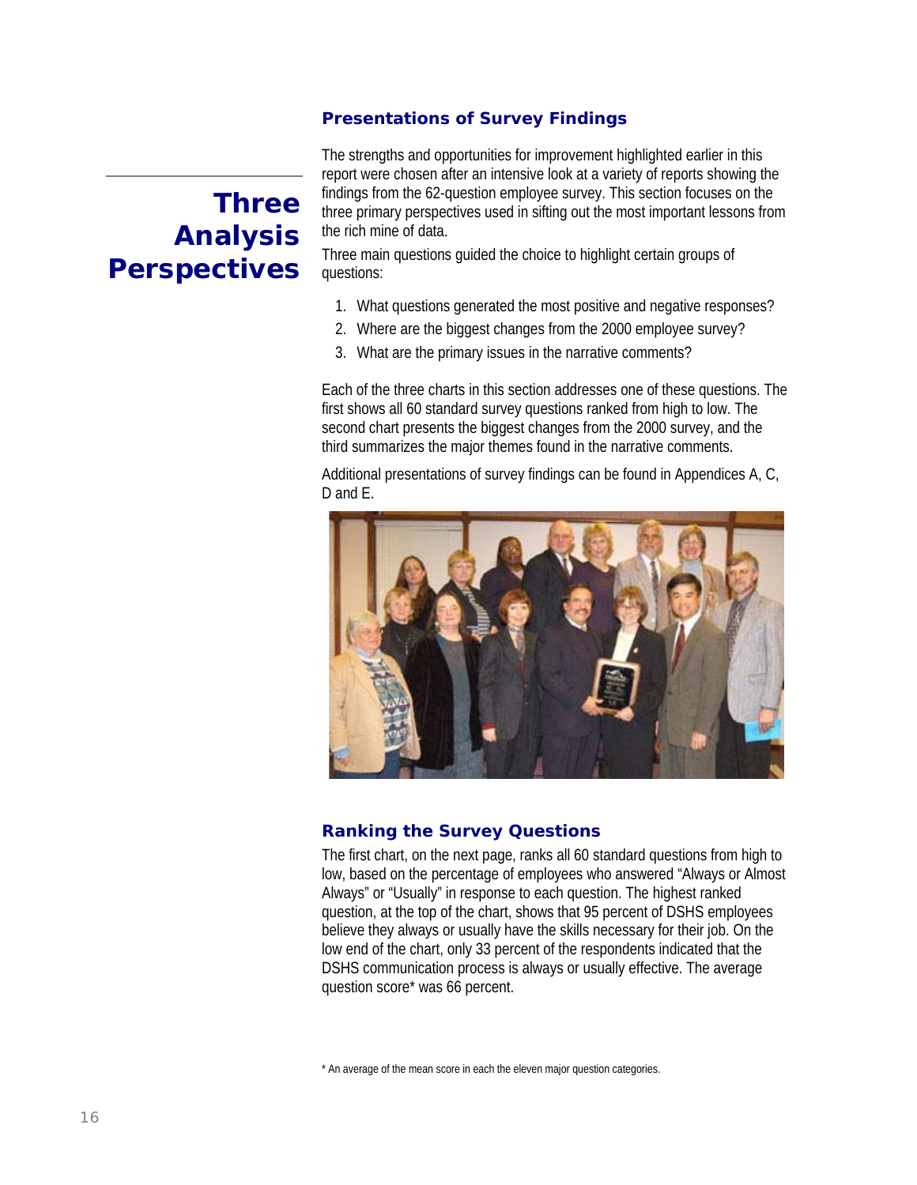## Presentations of Survey Findings

# Three Analysis Perspectives

The strengths and opportunities for improvement highlighted earlier in this report were chosen after an intensive look at a variety of reports showing the findings from the 62-question employee survey. This section focuses on the three primary perspectives used in sifting out the most important lessons from the rich mine of data.

Three main questions guided the choice to highlight certain groups of questions:

1. What questions generated the most positive and negative responses?
2. Where are the biggest changes from the 2000 employee survey?
3. What are the primary issues in the narrative comments?

Each of the three charts in this section addresses one of these questions. The first shows all 60 standard survey questions ranked from high to low. The second chart presents the biggest changes from the 2000 survey, and the third summarizes the major themes found in the narrative comments.

Additional presentations of survey findings can be found in Appendices A, C, D and E.

## Ranking the Survey Questions

The first chart, on the next page, ranks all 60 standard questions from high to low, based on the percentage of employees who answered "Always or Almost Always" or "Usually" in response to each question. The highest ranked question, at the top of the chart, shows that 95 percent of DSHS employees believe they always or usually have the skills necessary for their job. On the low end of the chart, only 33 percent of the respondents indicated that the DSHS communication process is always or usually effective. The average question score* was 66 percent.

* An average of the mean score in each the eleven major question categories.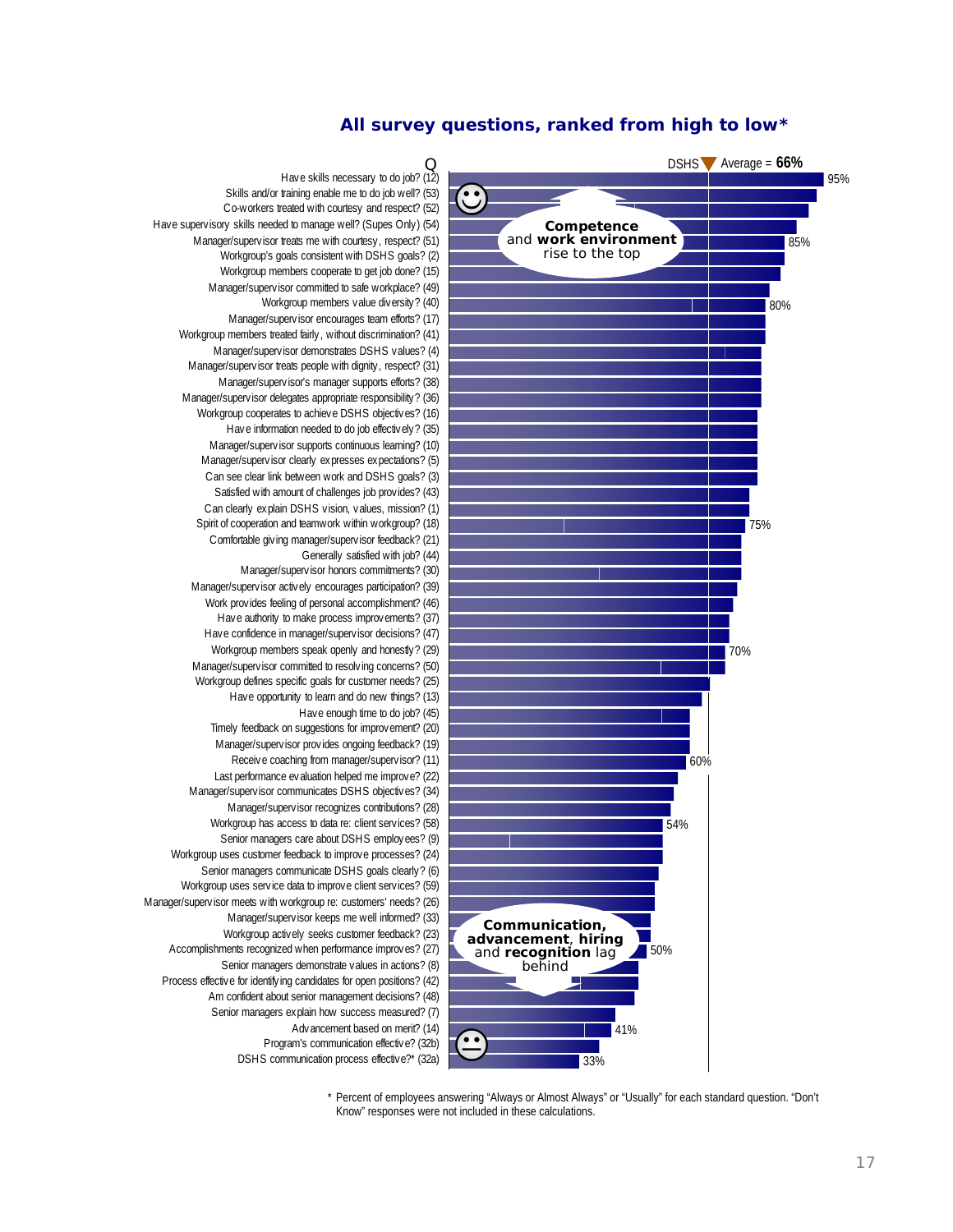## All survey questions, ranked from high to low*

DSHS Average = **66%**

| Q | Value label |
|---|---|
| Have skills necessary to do job? (12) | 95% |
| Skills and/or training enable me to do job well? (53) | |
| Co-workers treated with courtesy and respect? (52) | |
| Have supervisory skills needed to manage well? (Supes Only) (54) | |
| Manager/supervisor treats me with courtesy, respect? (51) | 85% |
| Workgroup's goals consistent with DSHS goals? (2) | |
| Workgroup members cooperate to get job done? (15) | |
| Manager/supervisor committed to safe workplace? (49) | |
| Workgroup members value diversity? (40) | 80% |
| Manager/supervisor encourages team efforts? (17) | |
| Workgroup members treated fairly, without discrimination? (41) | |
| Manager/supervisor demonstrates DSHS values? (4) | |
| Manager/supervisor treats people with dignity, respect? (31) | |
| Manager/supervisor's manager supports efforts? (38) | |
| Manager/supervisor delegates appropriate responsibility? (36) | |
| Workgroup cooperates to achieve DSHS objectives? (16) | |
| Have information needed to do job effectively? (35) | |
| Manager/supervisor supports continuous learning? (10) | |
| Manager/supervisor clearly expresses expectations? (5) | |
| Can see clear link between work and DSHS goals? (3) | |
| Satisfied with amount of challenges job provides? (43) | |
| Can clearly explain DSHS vision, values, mission? (1) | |
| Spirit of cooperation and teamwork within workgroup? (18) | 75% |
| Comfortable giving manager/supervisor feedback? (21) | |
| Generally satisfied with job? (44) | |
| Manager/supervisor honors commitments? (30) | |
| Manager/supervisor actively encourages participation? (39) | |
| Work provides feeling of personal accomplishment? (46) | |
| Have authority to make process improvements? (37) | |
| Have confidence in manager/supervisor decisions? (47) | |
| Workgroup members speak openly and honestly? (29) | 70% |
| Manager/supervisor committed to resolving concerns? (50) | |
| Workgroup defines specific goals for customer needs? (25) | |
| Have opportunity to learn and do new things? (13) | |
| Have enough time to do job? (45) | |
| Timely feedback on suggestions for improvement? (20) | |
| Manager/supervisor provides ongoing feedback? (19) | |
| Receive coaching from manager/supervisor? (11) | 60% |
| Last performance evaluation helped me improve? (22) | |
| Manager/supervisor communicates DSHS objectives? (34) | |
| Manager/supervisor recognizes contributions? (28) | |
| Workgroup has access to data re: client services? (58) | 54% |
| Senior managers care about DSHS employees? (9) | |
| Workgroup uses customer feedback to improve processes? (24) | |
| Senior managers communicate DSHS goals clearly? (6) | |
| Workgroup uses service data to improve client services? (59) | |
| Manager/supervisor meets with workgroup re: customers' needs? (26) | |
| Manager/supervisor keeps me well informed? (33) | |
| Workgroup actively seeks customer feedback? (23) | |
| Accomplishments recognized when performance improves? (27) | 50% |
| Senior managers demonstrate values in actions? (8) | |
| Process effective for identifying candidates for open positions? (42) | |
| Am confident about senior management decisions? (48) | |
| Senior managers explain how success measured? (7) | |
| Advancement based on merit? (14) | 41% |
| Program's communication effective? (32b) | |
| DSHS communication process effective?* (32a) | 33% |

**Competence** and **work environment** rise to the top

**Communication, advancement, hiring** and **recognition** lag behind

\* Percent of employees answering "Always or Almost Always" or "Usually" for each standard question. "Don't Know" responses were not included in these calculations.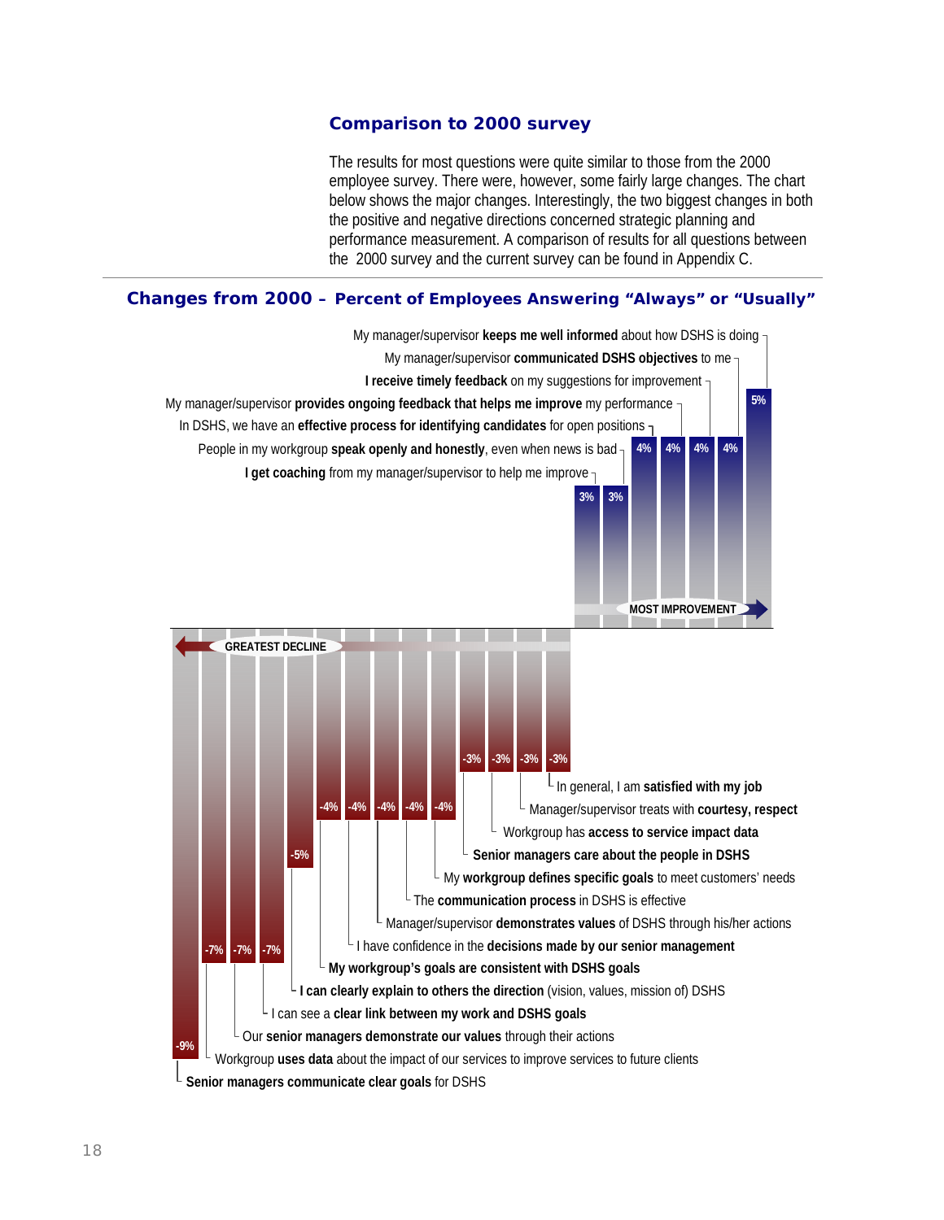## Comparison to 2000 survey

The results for most questions were quite similar to those from the 2000 employee survey. There were, however, some fairly large changes. The chart below shows the major changes. Interestingly, the two biggest changes in both the positive and negative directions concerned strategic planning and performance measurement. A comparison of results for all questions between the 2000 survey and the current survey can be found in Appendix C.

### Changes from 2000 – Percent of Employees Answering "Always" or "Usually"

**MOST IMPROVEMENT**

| Question | Change |
|---|---|
| My manager/supervisor **keeps me well informed** about how DSHS is doing | 5% |
| My manager/supervisor **communicated DSHS objectives** to me | 4% |
| **I receive timely feedback** on my suggestions for improvement | 4% |
| My manager/supervisor **provides ongoing feedback that helps me improve** my performance | 4% |
| In DSHS, we have an **effective process for identifying candidates** for open positions | 4% |
| People in my workgroup **speak openly and honestly**, even when news is bad | 3% |
| **I get coaching** from my manager/supervisor to help me improve | 3% |

**GREATEST DECLINE**

| Question | Change |
|---|---|
| In general, I am **satisfied with my job** | -3% |
| Manager/supervisor treats with **courtesy, respect** | -3% |
| Workgroup has **access to service impact data** | -3% |
| **Senior managers care about the people in DSHS** | -3% |
| My **workgroup defines specific goals** to meet customers' needs | -4% |
| The **communication process** in DSHS is effective | -4% |
| Manager/supervisor **demonstrates values** of DSHS through his/her actions | -4% |
| I have confidence in the **decisions made by our senior management** | -4% |
| **My workgroup's goals are consistent with DSHS goals** | -4% |
| **I can clearly explain to others the direction** (vision, values, mission of) DSHS | -5% |
| I can see a **clear link between my work and DSHS goals** | -7% |
| Our **senior managers demonstrate our values** through their actions | -7% |
| Workgroup **uses data** about the impact of our services to improve services to future clients | -7% |
| **Senior managers communicate clear goals** for DSHS | -9% |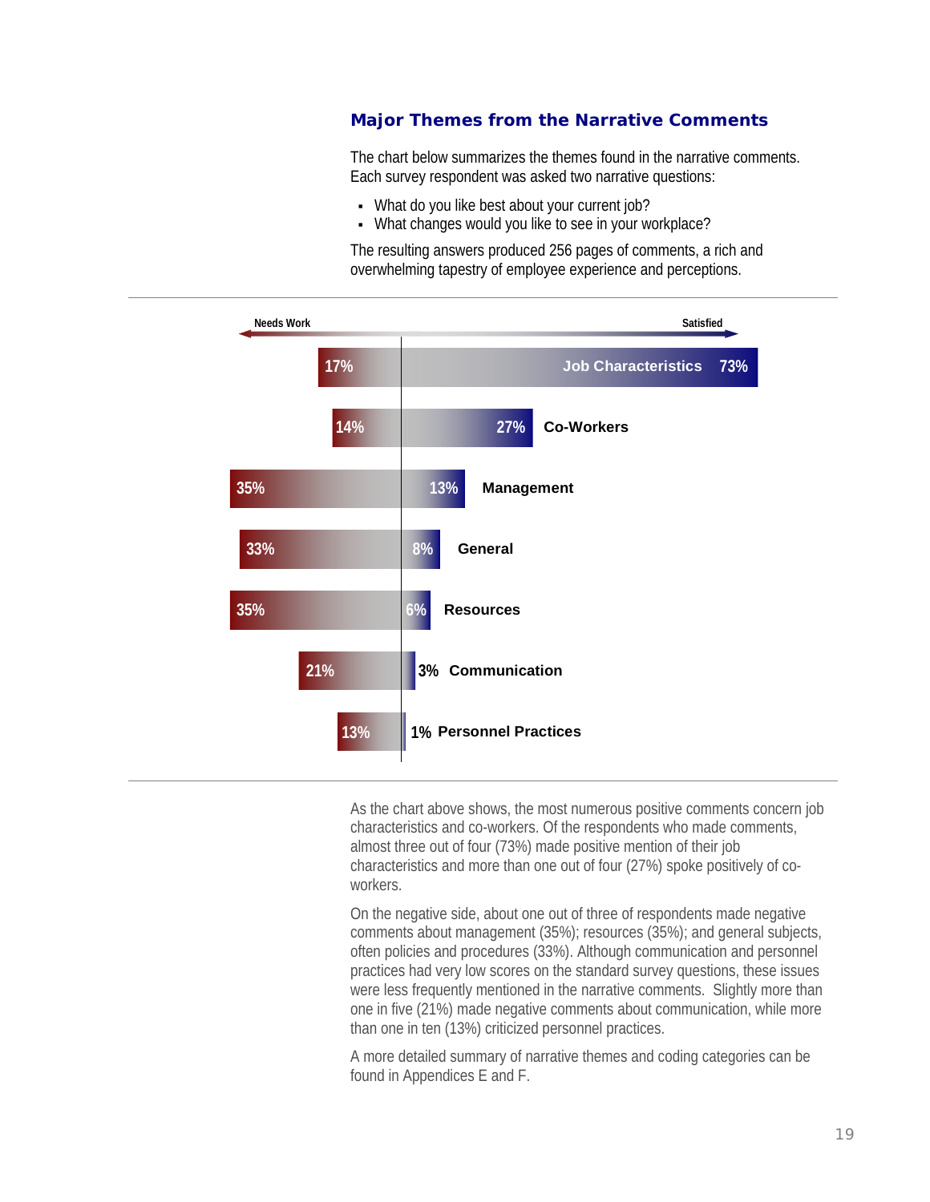## Major Themes from the Narrative Comments

The chart below summarizes the themes found in the narrative comments. Each survey respondent was asked two narrative questions:

- What do you like best about your current job?
- What changes would you like to see in your workplace?

The resulting answers produced 256 pages of comments, a rich and overwhelming tapestry of employee experience and perceptions.

| Theme | Needs Work | Satisfied |
|---|---|---|
| Job Characteristics | 17% | 73% |
| Co-Workers | 14% | 27% |
| Management | 35% | 13% |
| General | 33% | 8% |
| Resources | 35% | 6% |
| Communication | 21% | 3% |
| Personnel Practices | 13% | 1% |

As the chart above shows, the most numerous positive comments concern job characteristics and co-workers. Of the respondents who made comments, almost three out of four (73%) made positive mention of their job characteristics and more than one out of four (27%) spoke positively of co-workers.

On the negative side, about one out of three of respondents made negative comments about management (35%); resources (35%); and general subjects, often policies and procedures (33%). Although communication and personnel practices had very low scores on the standard survey questions, these issues were less frequently mentioned in the narrative comments. Slightly more than one in five (21%) made negative comments about communication, while more than one in ten (13%) criticized personnel practices.

A more detailed summary of narrative themes and coding categories can be found in Appendices E and F.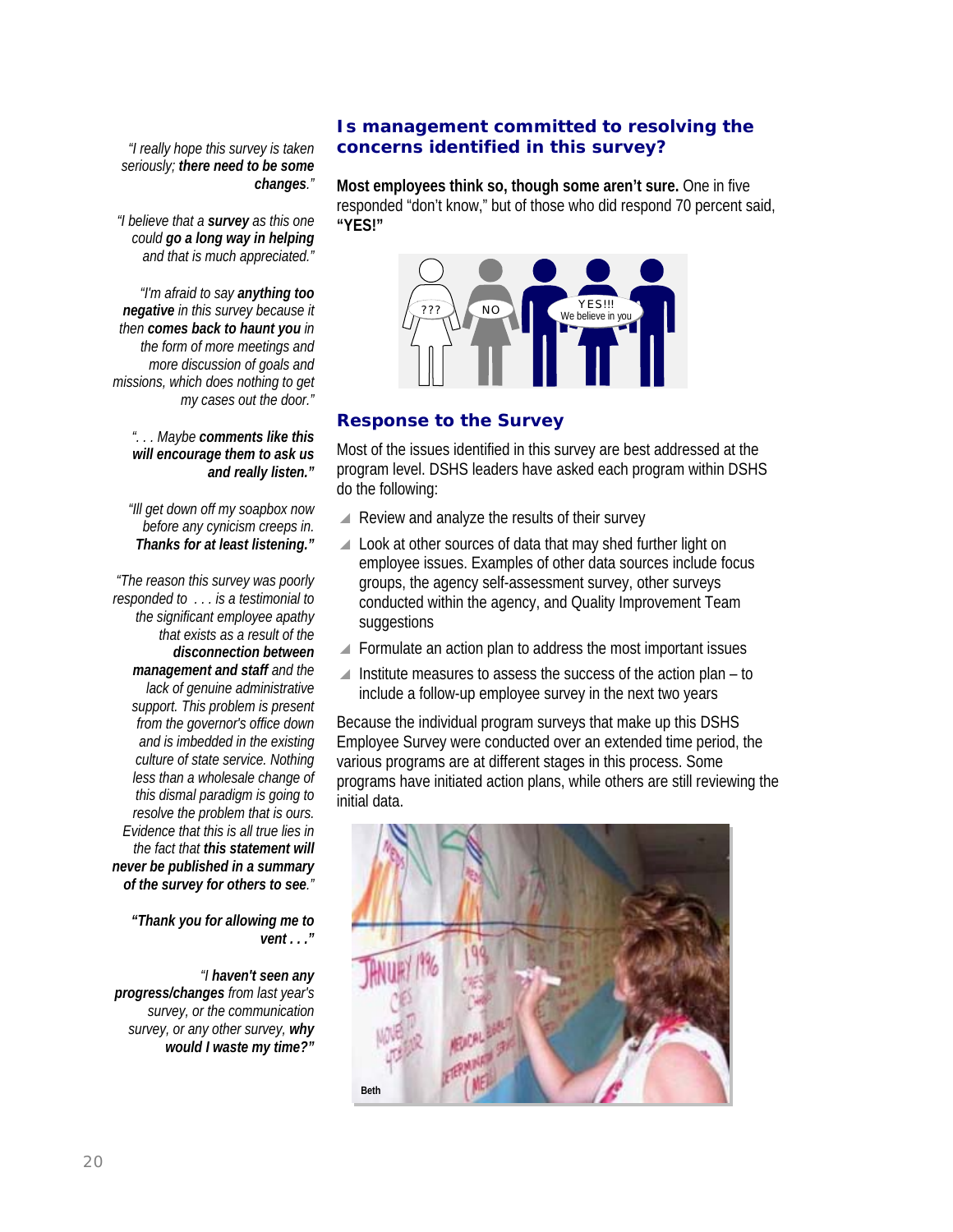*"I really hope this survey is taken seriously; **there need to be some changes**."*

*"I believe that a **survey** as this one could **go a long way in helping** and that is much appreciated."*

*"I'm afraid to say **anything too negative** in this survey because it then **comes back to haunt you** in the form of more meetings and more discussion of goals and missions, which does nothing to get my cases out the door."*

*". . . Maybe **comments like this will encourage them to ask us and really listen."***

*"Ill get down off my soapbox now before any cynicism creeps in. **Thanks for at least listening."***

*"The reason this survey was poorly responded to . . . is a testimonial to the significant employee apathy that exists as a result of the **disconnection between management and staff** and the lack of genuine administrative support. This problem is present from the governor's office down and is imbedded in the existing culture of state service. Nothing less than a wholesale change of this dismal paradigm is going to resolve the problem that is ours. Evidence that this is all true lies in the fact that **this statement will never be published in a summary of the survey for others to see**."*

***"Thank you for allowing me to vent . . ."***

*"I **haven't seen any progress/changes** from last year's survey, or the communication survey, or any other survey, **why would I waste my time?"***

## Is management committed to resolving the concerns identified in this survey?

**Most employees think so, though some aren't sure.** One in five responded "don't know," but of those who did respond 70 percent said, **"YES!"**

???

NO

YES!!!
We believe in you

## Response to the Survey

Most of the issues identified in this survey are best addressed at the program level. DSHS leaders have asked each program within DSHS do the following:

- Review and analyze the results of their survey
- Look at other sources of data that may shed further light on employee issues. Examples of other data sources include focus groups, the agency self-assessment survey, other surveys conducted within the agency, and Quality Improvement Team suggestions
- Formulate an action plan to address the most important issues
- Institute measures to assess the success of the action plan – to include a follow-up employee survey in the next two years

Because the individual program surveys that make up this DSHS Employee Survey were conducted over an extended time period, the various programs are at different stages in this process. Some programs have initiated action plans, while others are still reviewing the initial data.

Beth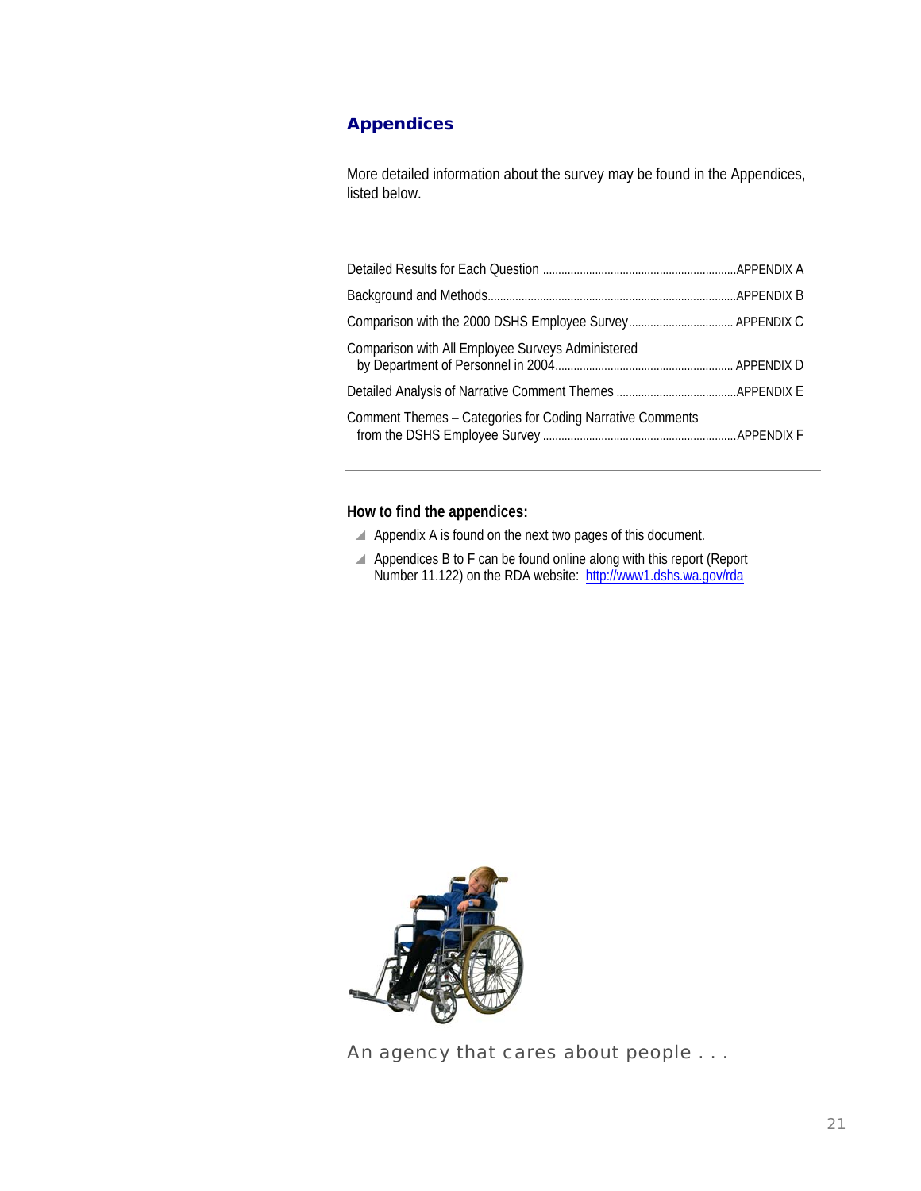## Appendices

More detailed information about the survey may be found in the Appendices, listed below.

| | |
|---|---|
| Detailed Results for Each Question | APPENDIX A |
| Background and Methods | APPENDIX B |
| Comparison with the 2000 DSHS Employee Survey | APPENDIX C |
| Comparison with All Employee Surveys Administered by Department of Personnel in 2004 | APPENDIX D |
| Detailed Analysis of Narrative Comment Themes | APPENDIX E |
| Comment Themes – Categories for Coding Narrative Comments from the DSHS Employee Survey | APPENDIX F |

**How to find the appendices:**

- Appendix A is found on the next two pages of this document.
- Appendices B to F can be found online along with this report (Report Number 11.122) on the RDA website: http://www1.dshs.wa.gov/rda

An agency that cares about people . . .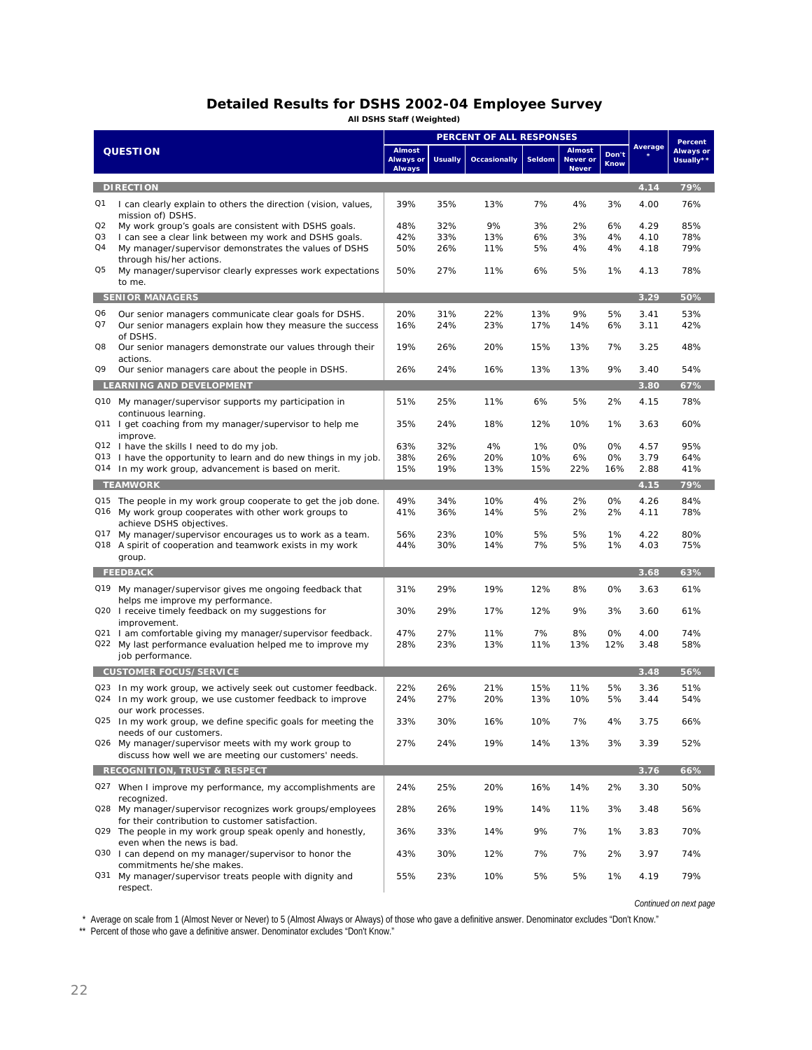## Detailed Results for DSHS 2002-04 Employee Survey

**All DSHS Staff (Weighted)**

| QUESTION | | PERCENT OF ALL RESPONSES | | | | | | Average * | Percent Always or Usually** |
|---|---|---|---|---|---|---|---|---|---|
| | | Almost Always or Always | Usually | Occasionally | Seldom | Almost Never or Never | Don't Know | | |
| **DIRECTION** | | | | | | | | **4.14** | **79%** |
| Q1 | I can clearly explain to others the direction (vision, values, mission of) DSHS. | 39% | 35% | 13% | 7% | 4% | 3% | 4.00 | 76% |
| Q2 | My work group's goals are consistent with DSHS goals. | 48% | 32% | 9% | 3% | 2% | 6% | 4.29 | 85% |
| Q3 | I can see a clear link between my work and DSHS goals. | 42% | 33% | 13% | 6% | 3% | 4% | 4.10 | 78% |
| Q4 | My manager/supervisor demonstrates the values of DSHS through his/her actions. | 50% | 26% | 11% | 5% | 4% | 4% | 4.18 | 79% |
| Q5 | My manager/supervisor clearly expresses work expectations to me. | 50% | 27% | 11% | 6% | 5% | 1% | 4.13 | 78% |
| **SENIOR MANAGERS** | | | | | | | | **3.29** | **50%** |
| Q6 | Our senior managers communicate clear goals for DSHS. | 20% | 31% | 22% | 13% | 9% | 5% | 3.41 | 53% |
| Q7 | Our senior managers explain how they measure the success of DSHS. | 16% | 24% | 23% | 17% | 14% | 6% | 3.11 | 42% |
| Q8 | Our senior managers demonstrate our values through their actions. | 19% | 26% | 20% | 15% | 13% | 7% | 3.25 | 48% |
| Q9 | Our senior managers care about the people in DSHS. | 26% | 24% | 16% | 13% | 13% | 9% | 3.40 | 54% |
| **LEARNING AND DEVELOPMENT** | | | | | | | | **3.80** | **67%** |
| Q10 | My manager/supervisor supports my participation in continuous learning. | 51% | 25% | 11% | 6% | 5% | 2% | 4.15 | 78% |
| Q11 | I get coaching from my manager/supervisor to help me improve. | 35% | 24% | 18% | 12% | 10% | 1% | 3.63 | 60% |
| Q12 | I have the skills I need to do my job. | 63% | 32% | 4% | 1% | 0% | 0% | 4.57 | 95% |
| Q13 | I have the opportunity to learn and do new things in my job. | 38% | 26% | 20% | 10% | 6% | 0% | 3.79 | 64% |
| Q14 | In my work group, advancement is based on merit. | 15% | 19% | 13% | 15% | 22% | 16% | 2.88 | 41% |
| **TEAMWORK** | | | | | | | | **4.15** | **79%** |
| Q15 | The people in my work group cooperate to get the job done. | 49% | 34% | 10% | 4% | 2% | 0% | 4.26 | 84% |
| Q16 | My work group cooperates with other work groups to achieve DSHS objectives. | 41% | 36% | 14% | 5% | 2% | 2% | 4.11 | 78% |
| Q17 | My manager/supervisor encourages us to work as a team. | 56% | 23% | 10% | 5% | 5% | 1% | 4.22 | 80% |
| Q18 | A spirit of cooperation and teamwork exists in my work group. | 44% | 30% | 14% | 7% | 5% | 1% | 4.03 | 75% |
| **FEEDBACK** | | | | | | | | **3.68** | **63%** |
| Q19 | My manager/supervisor gives me ongoing feedback that helps me improve my performance. | 31% | 29% | 19% | 12% | 8% | 0% | 3.63 | 61% |
| Q20 | I receive timely feedback on my suggestions for improvement. | 30% | 29% | 17% | 12% | 9% | 3% | 3.60 | 61% |
| Q21 | I am comfortable giving my manager/supervisor feedback. | 47% | 27% | 11% | 7% | 8% | 0% | 4.00 | 74% |
| Q22 | My last performance evaluation helped me to improve my job performance. | 28% | 23% | 13% | 11% | 13% | 12% | 3.48 | 58% |
| **CUSTOMER FOCUS/SERVICE** | | | | | | | | **3.48** | **56%** |
| Q23 | In my work group, we actively seek out customer feedback. | 22% | 26% | 21% | 15% | 11% | 5% | 3.36 | 51% |
| Q24 | In my work group, we use customer feedback to improve our work processes. | 24% | 27% | 20% | 13% | 10% | 5% | 3.44 | 54% |
| Q25 | In my work group, we define specific goals for meeting the needs of our customers. | 33% | 30% | 16% | 10% | 7% | 4% | 3.75 | 66% |
| Q26 | My manager/supervisor meets with my work group to discuss how well we are meeting our customers' needs. | 27% | 24% | 19% | 14% | 13% | 3% | 3.39 | 52% |
| **RECOGNITION, TRUST & RESPECT** | | | | | | | | **3.76** | **66%** |
| Q27 | When I improve my performance, my accomplishments are recognized. | 24% | 25% | 20% | 16% | 14% | 2% | 3.30 | 50% |
| Q28 | My manager/supervisor recognizes work groups/employees for their contribution to customer satisfaction. | 28% | 26% | 19% | 14% | 11% | 3% | 3.48 | 56% |
| Q29 | The people in my work group speak openly and honestly, even when the news is bad. | 36% | 33% | 14% | 9% | 7% | 1% | 3.83 | 70% |
| Q30 | I can depend on my manager/supervisor to honor the commitments he/she makes. | 43% | 30% | 12% | 7% | 7% | 2% | 3.97 | 74% |
| Q31 | My manager/supervisor treats people with dignity and respect. | 55% | 23% | 10% | 5% | 5% | 1% | 4.19 | 79% |

*Continued on next page*

\* Average on scale from 1 (Almost Never or Never) to 5 (Almost Always or Always) of those who gave a definitive answer. Denominator excludes "Don't Know."

\*\* Percent of those who gave a definitive answer. Denominator excludes "Don't Know."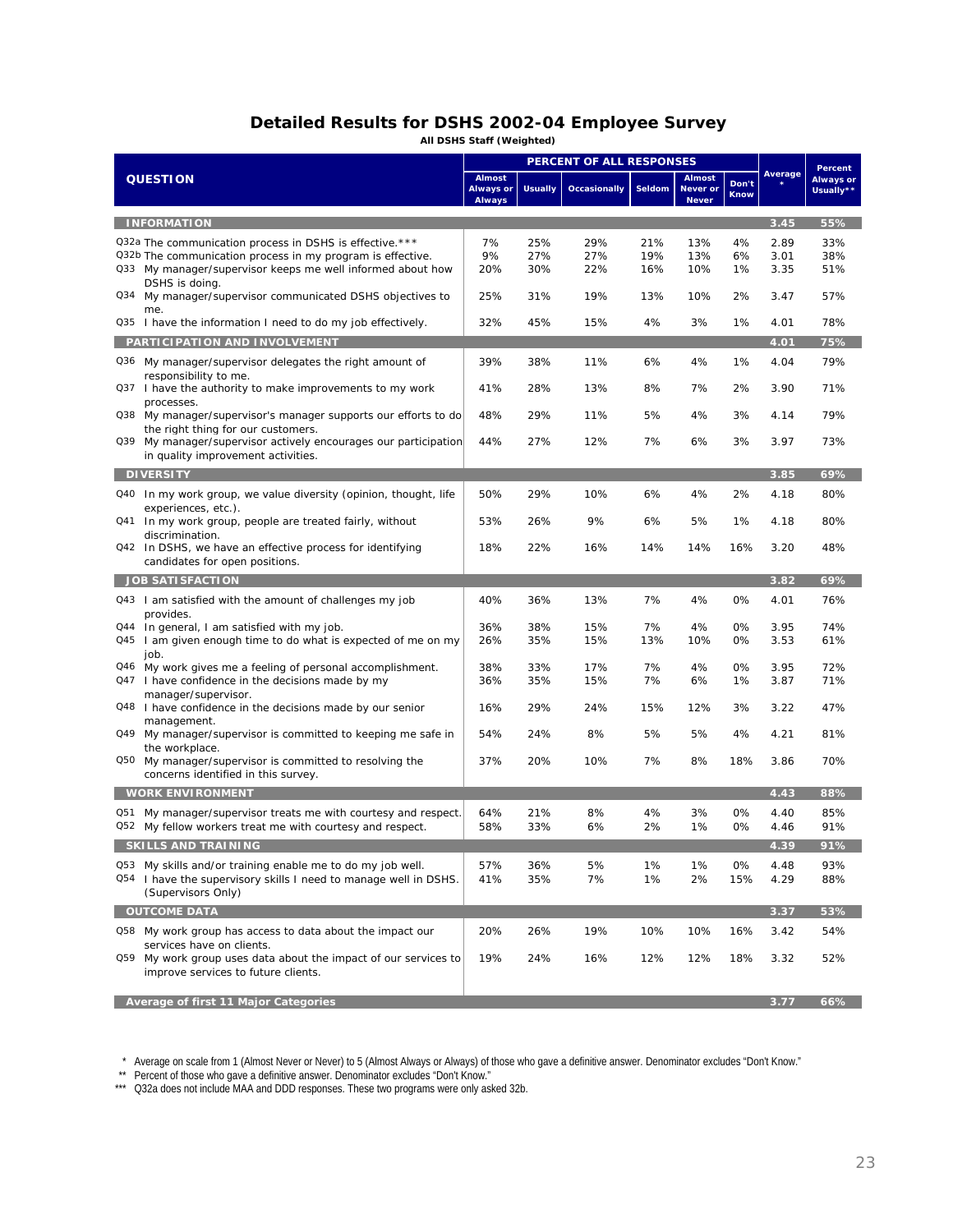## Detailed Results for DSHS 2002-04 Employee Survey

**All DSHS Staff (Weighted)**

| QUESTION | PERCENT OF ALL RESPONSES | | | | | | Average * | Percent Always or Usually** |
|---|---|---|---|---|---|---|---|---|
| | Almost Always or Always | Usually | Occasionally | Seldom | Almost Never or Never | Don't Know | | |
| **INFORMATION** | | | | | | | **3.45** | **55%** |
| Q32a The communication process in DSHS is effective.*** | 7% | 25% | 29% | 21% | 13% | 4% | 2.89 | 33% |
| Q32b The communication process in my program is effective. | 9% | 27% | 27% | 19% | 13% | 6% | 3.01 | 38% |
| Q33 My manager/supervisor keeps me well informed about how DSHS is doing. | 20% | 30% | 22% | 16% | 10% | 1% | 3.35 | 51% |
| Q34 My manager/supervisor communicated DSHS objectives to me. | 25% | 31% | 19% | 13% | 10% | 2% | 3.47 | 57% |
| Q35 I have the information I need to do my job effectively. | 32% | 45% | 15% | 4% | 3% | 1% | 4.01 | 78% |
| **PARTICIPATION AND INVOLVEMENT** | | | | | | | **4.01** | **75%** |
| Q36 My manager/supervisor delegates the right amount of responsibility to me. | 39% | 38% | 11% | 6% | 4% | 1% | 4.04 | 79% |
| Q37 I have the authority to make improvements to my work processes. | 41% | 28% | 13% | 8% | 7% | 2% | 3.90 | 71% |
| Q38 My manager/supervisor's manager supports our efforts to do the right thing for our customers. | 48% | 29% | 11% | 5% | 4% | 3% | 4.14 | 79% |
| Q39 My manager/supervisor actively encourages our participation in quality improvement activities. | 44% | 27% | 12% | 7% | 6% | 3% | 3.97 | 73% |
| **DIVERSITY** | | | | | | | **3.85** | **69%** |
| Q40 In my work group, we value diversity (opinion, thought, life experiences, etc.). | 50% | 29% | 10% | 6% | 4% | 2% | 4.18 | 80% |
| Q41 In my work group, people are treated fairly, without discrimination. | 53% | 26% | 9% | 6% | 5% | 1% | 4.18 | 80% |
| Q42 In DSHS, we have an effective process for identifying candidates for open positions. | 18% | 22% | 16% | 14% | 14% | 16% | 3.20 | 48% |
| **JOB SATISFACTION** | | | | | | | **3.82** | **69%** |
| Q43 I am satisfied with the amount of challenges my job provides. | 40% | 36% | 13% | 7% | 4% | 0% | 4.01 | 76% |
| Q44 In general, I am satisfied with my job. | 36% | 38% | 15% | 7% | 4% | 0% | 3.95 | 74% |
| Q45 I am given enough time to do what is expected of me on my job. | 26% | 35% | 15% | 13% | 10% | 0% | 3.53 | 61% |
| Q46 My work gives me a feeling of personal accomplishment. | 38% | 33% | 17% | 7% | 4% | 0% | 3.95 | 72% |
| Q47 I have confidence in the decisions made by my manager/supervisor. | 36% | 35% | 15% | 7% | 6% | 1% | 3.87 | 71% |
| Q48 I have confidence in the decisions made by our senior management. | 16% | 29% | 24% | 15% | 12% | 3% | 3.22 | 47% |
| Q49 My manager/supervisor is committed to keeping me safe in the workplace. | 54% | 24% | 8% | 5% | 5% | 4% | 4.21 | 81% |
| Q50 My manager/supervisor is committed to resolving the concerns identified in this survey. | 37% | 20% | 10% | 7% | 8% | 18% | 3.86 | 70% |
| **WORK ENVIRONMENT** | | | | | | | **4.43** | **88%** |
| Q51 My manager/supervisor treats me with courtesy and respect. | 64% | 21% | 8% | 4% | 3% | 0% | 4.40 | 85% |
| Q52 My fellow workers treat me with courtesy and respect. | 58% | 33% | 6% | 2% | 1% | 0% | 4.46 | 91% |
| **SKILLS AND TRAINING** | | | | | | | **4.39** | **91%** |
| Q53 My skills and/or training enable me to do my job well. | 57% | 36% | 5% | 1% | 1% | 0% | 4.48 | 93% |
| Q54 I have the supervisory skills I need to manage well in DSHS. (Supervisors Only) | 41% | 35% | 7% | 1% | 2% | 15% | 4.29 | 88% |
| **OUTCOME DATA** | | | | | | | **3.37** | **53%** |
| Q58 My work group has access to data about the impact our services have on clients. | 20% | 26% | 19% | 10% | 10% | 16% | 3.42 | 54% |
| Q59 My work group uses data about the impact of our services to improve services to future clients. | 19% | 24% | 16% | 12% | 12% | 18% | 3.32 | 52% |
| **Average of first 11 Major Categories** | | | | | | | **3.77** | **66%** |

\* Average on scale from 1 (Almost Never or Never) to 5 (Almost Always or Always) of those who gave a definitive answer. Denominator excludes "Don't Know."

\** Percent of those who gave a definitive answer. Denominator excludes "Don't Know."

\*** Q32a does not include MAA and DDD responses. These two programs were only asked 32b.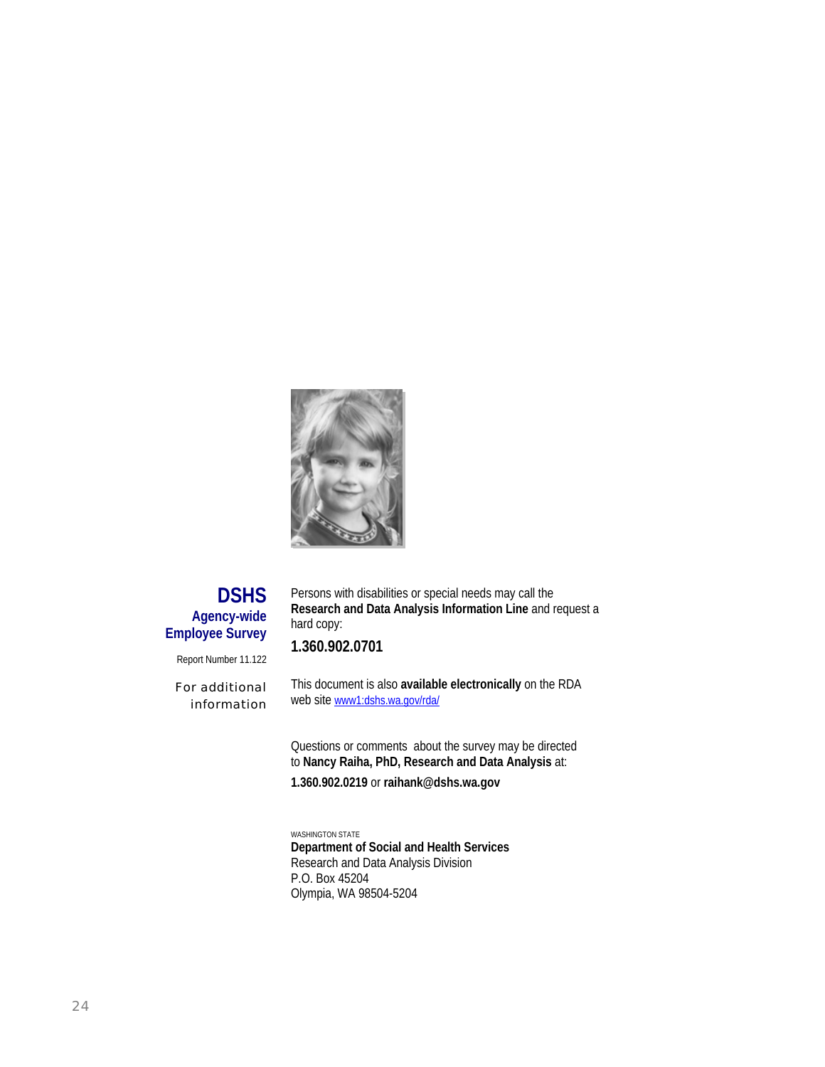# DSHS

## Agency-wide Employee Survey

Report Number 11.122

For additional information

Persons with disabilities or special needs may call the **Research and Data Analysis Information Line** and request a hard copy:

**1.360.902.0701**

This document is also **available electronically** on the RDA web site www1:dshs.wa.gov/rda/

Questions or comments about the survey may be directed to **Nancy Raiha, PhD, Research and Data Analysis** at:

**1.360.902.0219** or **raihank@dshs.wa.gov**

WASHINGTON STATE
**Department of Social and Health Services**
Research and Data Analysis Division
P.O. Box 45204
Olympia, WA 98504-5204